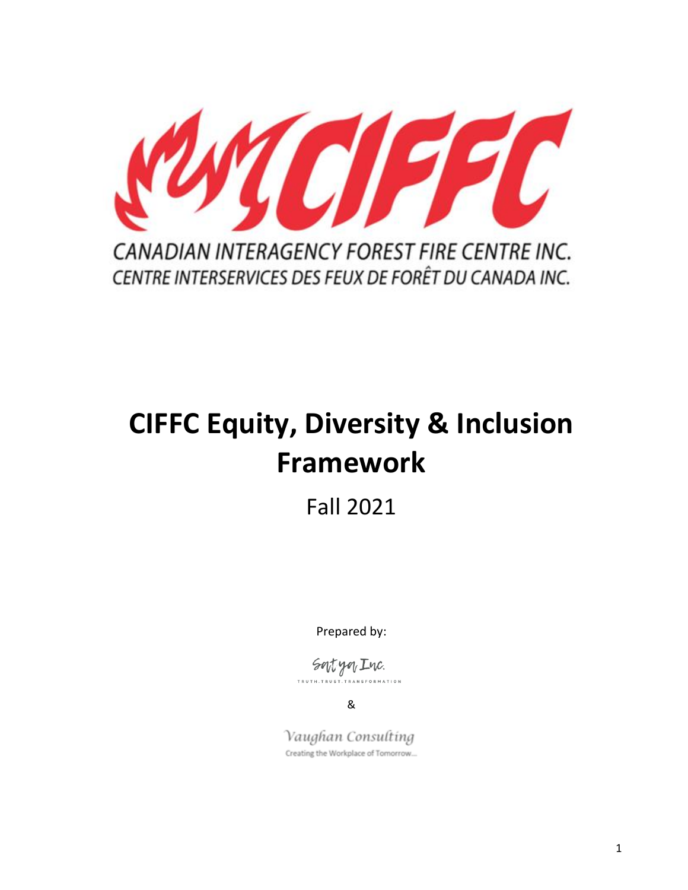CIFFC

CANADIAN INTERAGENCY FOREST FIRE CENTRE INC.
CENTRE INTERSERVICES DES FEUX DE FORÊT DU CANADA INC.

# CIFFC Equity, Diversity & Inclusion Framework

Fall 2021

Prepared by:

Satya Inc.
TRUTH.TRUST.TRANSFORMATION

&

Vaughan Consulting
Creating the Workplace of Tomorrow...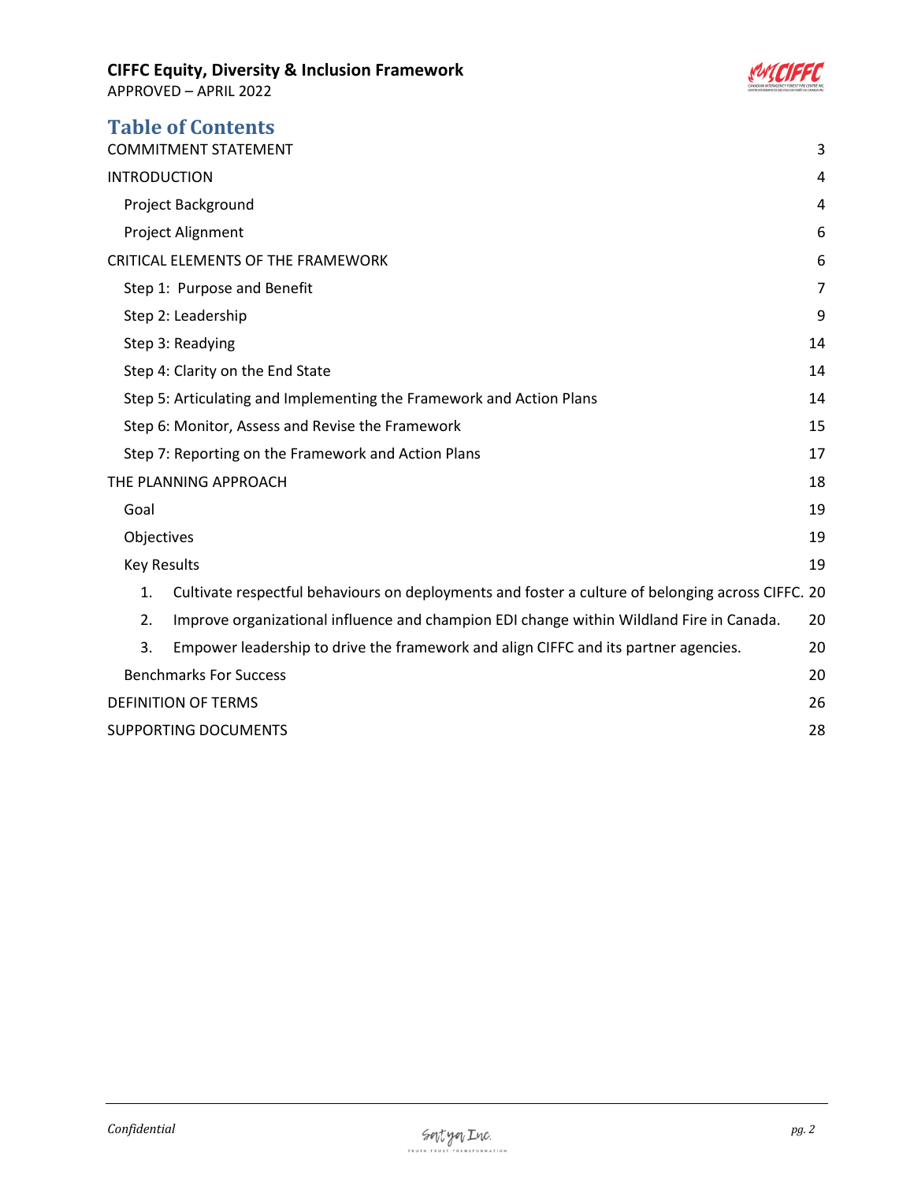# Table of Contents

| | |
|---|---|
| COMMITMENT STATEMENT | 3 |
| INTRODUCTION | 4 |
| Project Background | 4 |
| Project Alignment | 6 |
| CRITICAL ELEMENTS OF THE FRAMEWORK | 6 |
| Step 1: Purpose and Benefit | 7 |
| Step 2: Leadership | 9 |
| Step 3: Readying | 14 |
| Step 4: Clarity on the End State | 14 |
| Step 5: Articulating and Implementing the Framework and Action Plans | 14 |
| Step 6: Monitor, Assess and Revise the Framework | 15 |
| Step 7: Reporting on the Framework and Action Plans | 17 |
| THE PLANNING APPROACH | 18 |
| Goal | 19 |
| Objectives | 19 |
| Key Results | 19 |
| 1. Cultivate respectful behaviours on deployments and foster a culture of belonging across CIFFC. | 20 |
| 2. Improve organizational influence and champion EDI change within Wildland Fire in Canada. | 20 |
| 3. Empower leadership to drive the framework and align CIFFC and its partner agencies. | 20 |
| Benchmarks For Success | 20 |
| DEFINITION OF TERMS | 26 |
| SUPPORTING DOCUMENTS | 28 |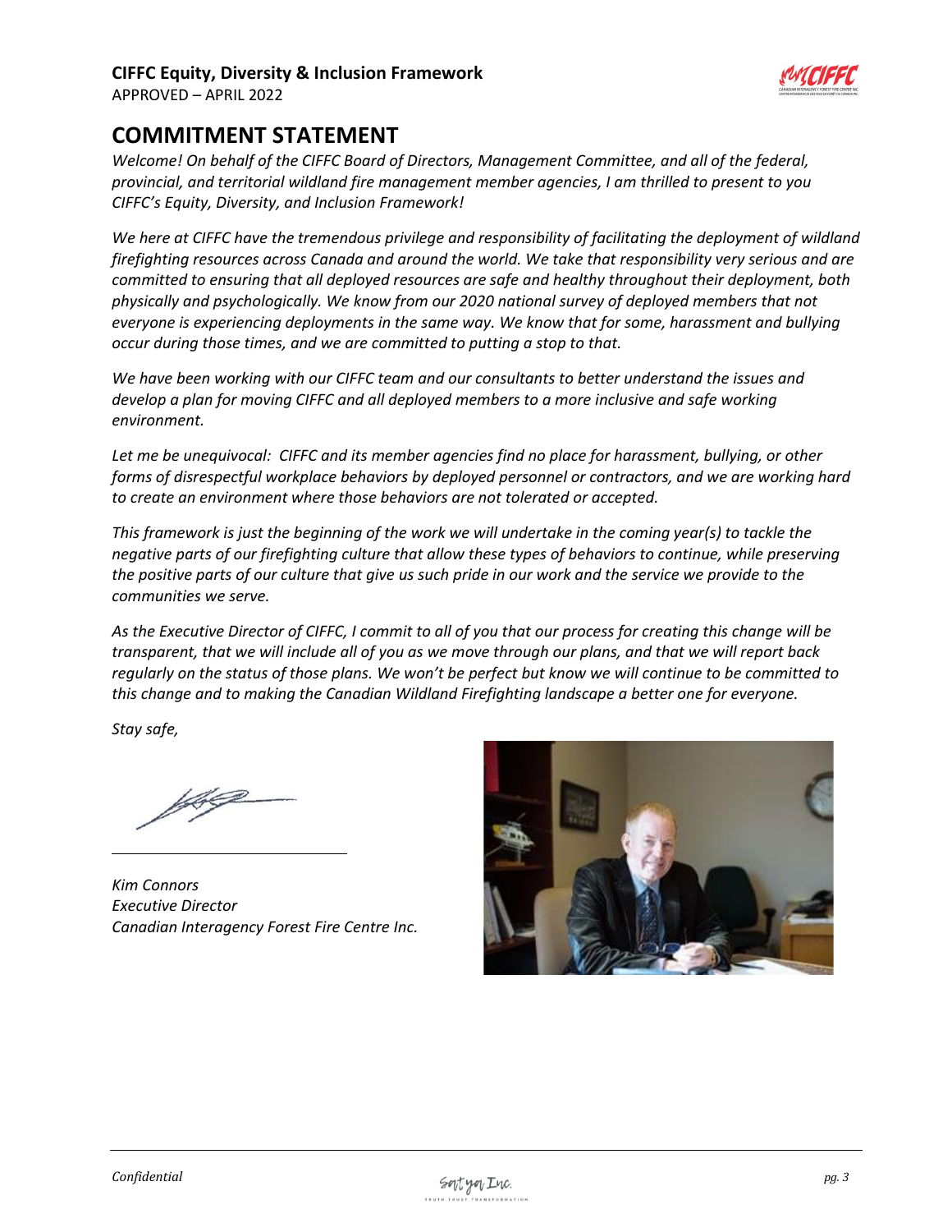## COMMITMENT STATEMENT

*Welcome! On behalf of the CIFFC Board of Directors, Management Committee, and all of the federal, provincial, and territorial wildland fire management member agencies, I am thrilled to present to you CIFFC's Equity, Diversity, and Inclusion Framework!*

*We here at CIFFC have the tremendous privilege and responsibility of facilitating the deployment of wildland firefighting resources across Canada and around the world. We take that responsibility very serious and are committed to ensuring that all deployed resources are safe and healthy throughout their deployment, both physically and psychologically. We know from our 2020 national survey of deployed members that not everyone is experiencing deployments in the same way. We know that for some, harassment and bullying occur during those times, and we are committed to putting a stop to that.*

*We have been working with our CIFFC team and our consultants to better understand the issues and develop a plan for moving CIFFC and all deployed members to a more inclusive and safe working environment.*

*Let me be unequivocal: CIFFC and its member agencies find no place for harassment, bullying, or other forms of disrespectful workplace behaviors by deployed personnel or contractors, and we are working hard to create an environment where those behaviors are not tolerated or accepted.*

*This framework is just the beginning of the work we will undertake in the coming year(s) to tackle the negative parts of our firefighting culture that allow these types of behaviors to continue, while preserving the positive parts of our culture that give us such pride in our work and the service we provide to the communities we serve.*

*As the Executive Director of CIFFC, I commit to all of you that our process for creating this change will be transparent, that we will include all of you as we move through our plans, and that we will report back regularly on the status of those plans. We won't be perfect but know we will continue to be committed to this change and to making the Canadian Wildland Firefighting landscape a better one for everyone.*

*Stay safe,*

*Kim Connors*
*Executive Director*
*Canadian Interagency Forest Fire Centre Inc.*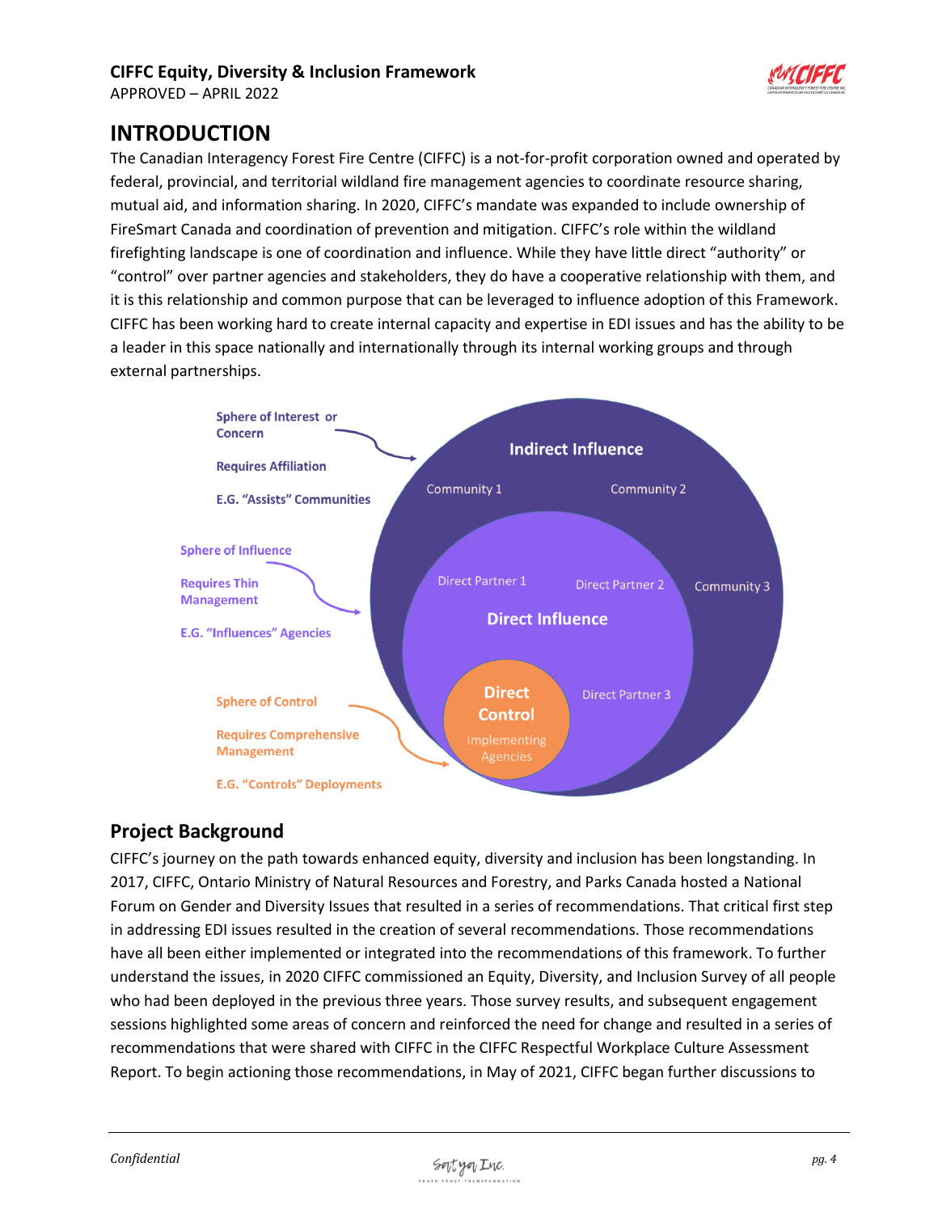## INTRODUCTION

The Canadian Interagency Forest Fire Centre (CIFFC) is a not-for-profit corporation owned and operated by federal, provincial, and territorial wildland fire management agencies to coordinate resource sharing, mutual aid, and information sharing. In 2020, CIFFC's mandate was expanded to include ownership of FireSmart Canada and coordination of prevention and mitigation. CIFFC's role within the wildland firefighting landscape is one of coordination and influence. While they have little direct "authority" or "control" over partner agencies and stakeholders, they do have a cooperative relationship with them, and it is this relationship and common purpose that can be leveraged to influence adoption of this Framework. CIFFC has been working hard to create internal capacity and expertise in EDI issues and has the ability to be a leader in this space nationally and internationally through its internal working groups and through external partnerships.

Sphere of Interest or Concern

Requires Affiliation

E.G. "Assists" Communities

Sphere of Influence

Requires Thin Management

E.G. "Influences" Agencies

Sphere of Control

Requires Comprehensive Management

E.G. "Controls" Deployments

Indirect Influence: Community 1, Community 2, Community 3

Direct Influence: Direct Partner 1, Direct Partner 2, Direct Partner 3

Direct Control: Implementing Agencies

### Project Background

CIFFC's journey on the path towards enhanced equity, diversity and inclusion has been longstanding. In 2017, CIFFC, Ontario Ministry of Natural Resources and Forestry, and Parks Canada hosted a National Forum on Gender and Diversity Issues that resulted in a series of recommendations. That critical first step in addressing EDI issues resulted in the creation of several recommendations. Those recommendations have all been either implemented or integrated into the recommendations of this framework. To further understand the issues, in 2020 CIFFC commissioned an Equity, Diversity, and Inclusion Survey of all people who had been deployed in the previous three years. Those survey results, and subsequent engagement sessions highlighted some areas of concern and reinforced the need for change and resulted in a series of recommendations that were shared with CIFFC in the CIFFC Respectful Workplace Culture Assessment Report. To begin actioning those recommendations, in May of 2021, CIFFC began further discussions to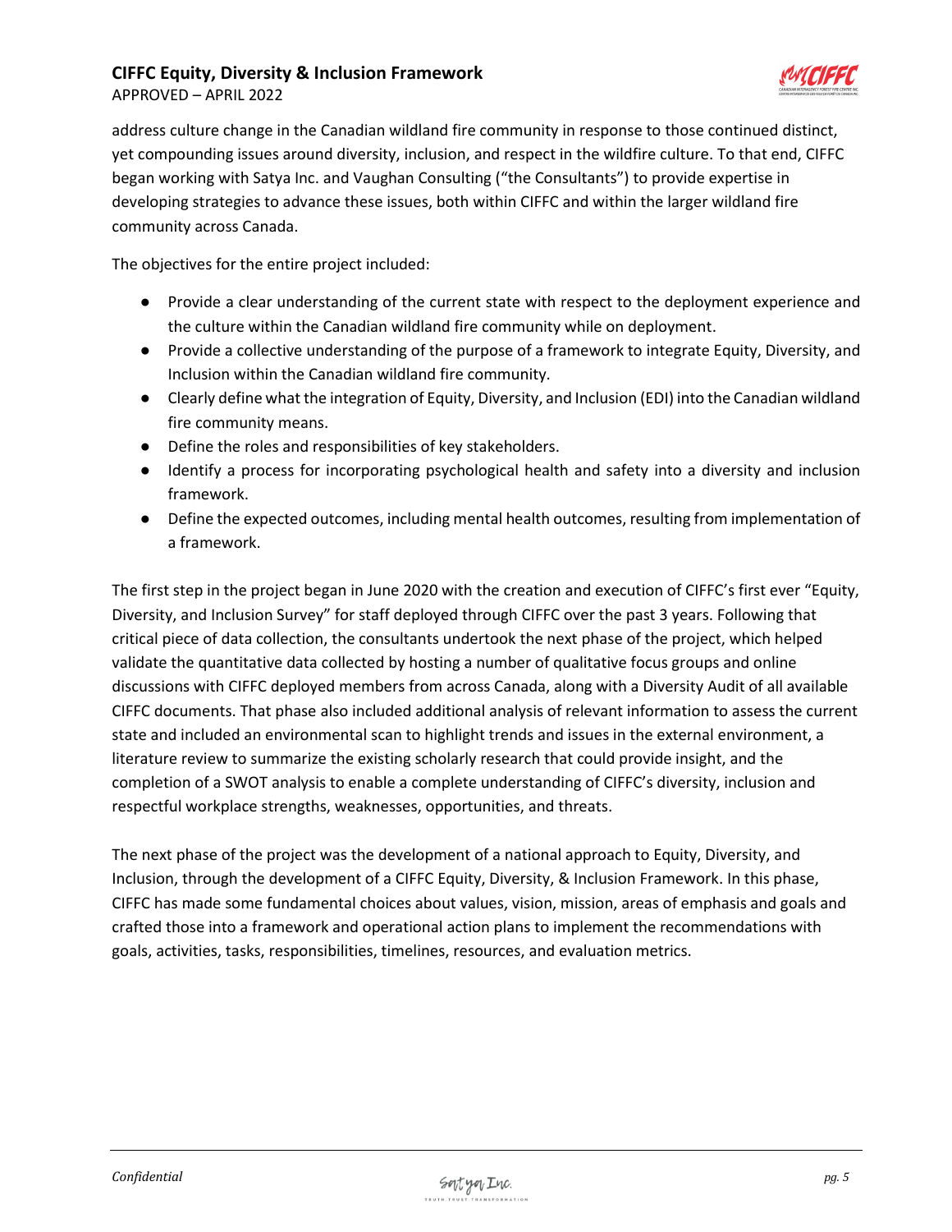address culture change in the Canadian wildland fire community in response to those continued distinct, yet compounding issues around diversity, inclusion, and respect in the wildfire culture. To that end, CIFFC began working with Satya Inc. and Vaughan Consulting ("the Consultants") to provide expertise in developing strategies to advance these issues, both within CIFFC and within the larger wildland fire community across Canada.

The objectives for the entire project included:

- Provide a clear understanding of the current state with respect to the deployment experience and the culture within the Canadian wildland fire community while on deployment.
- Provide a collective understanding of the purpose of a framework to integrate Equity, Diversity, and Inclusion within the Canadian wildland fire community.
- Clearly define what the integration of Equity, Diversity, and Inclusion (EDI) into the Canadian wildland fire community means.
- Define the roles and responsibilities of key stakeholders.
- Identify a process for incorporating psychological health and safety into a diversity and inclusion framework.
- Define the expected outcomes, including mental health outcomes, resulting from implementation of a framework.

The first step in the project began in June 2020 with the creation and execution of CIFFC's first ever "Equity, Diversity, and Inclusion Survey" for staff deployed through CIFFC over the past 3 years. Following that critical piece of data collection, the consultants undertook the next phase of the project, which helped validate the quantitative data collected by hosting a number of qualitative focus groups and online discussions with CIFFC deployed members from across Canada, along with a Diversity Audit of all available CIFFC documents. That phase also included additional analysis of relevant information to assess the current state and included an environmental scan to highlight trends and issues in the external environment, a literature review to summarize the existing scholarly research that could provide insight, and the completion of a SWOT analysis to enable a complete understanding of CIFFC's diversity, inclusion and respectful workplace strengths, weaknesses, opportunities, and threats.

The next phase of the project was the development of a national approach to Equity, Diversity, and Inclusion, through the development of a CIFFC Equity, Diversity, & Inclusion Framework. In this phase, CIFFC has made some fundamental choices about values, vision, mission, areas of emphasis and goals and crafted those into a framework and operational action plans to implement the recommendations with goals, activities, tasks, responsibilities, timelines, resources, and evaluation metrics.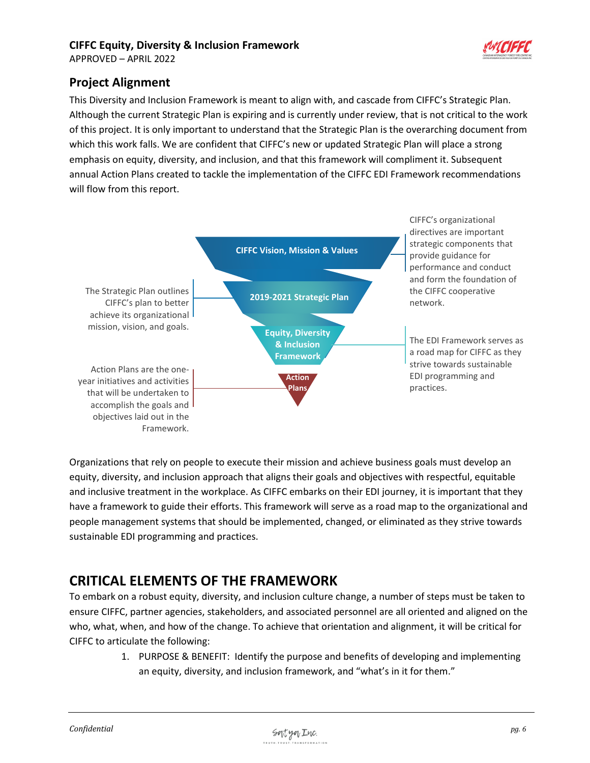## Project Alignment

This Diversity and Inclusion Framework is meant to align with, and cascade from CIFFC's Strategic Plan. Although the current Strategic Plan is expiring and is currently under review, that is not critical to the work of this project. It is only important to understand that the Strategic Plan is the overarching document from which this work falls. We are confident that CIFFC's new or updated Strategic Plan will place a strong emphasis on equity, diversity, and inclusion, and that this framework will compliment it. Subsequent annual Action Plans created to tackle the implementation of the CIFFC EDI Framework recommendations will flow from this report.

**CIFFC Vision, Mission & Values** — CIFFC's organizational directives are important strategic components that provide guidance for performance and conduct and form the foundation of the CIFFC cooperative network.

**2019-2021 Strategic Plan** — The Strategic Plan outlines CIFFC's plan to better achieve its organizational mission, vision, and goals.

**Equity, Diversity & Inclusion Framework** — The EDI Framework serves as a road map for CIFFC as they strive towards sustainable EDI programming and practices.

**Action Plans** — Action Plans are the one-year initiatives and activities that will be undertaken to accomplish the goals and objectives laid out in the Framework.

Organizations that rely on people to execute their mission and achieve business goals must develop an equity, diversity, and inclusion approach that aligns their goals and objectives with respectful, equitable and inclusive treatment in the workplace. As CIFFC embarks on their EDI journey, it is important that they have a framework to guide their efforts. This framework will serve as a road map to the organizational and people management systems that should be implemented, changed, or eliminated as they strive towards sustainable EDI programming and practices.

# CRITICAL ELEMENTS OF THE FRAMEWORK

To embark on a robust equity, diversity, and inclusion culture change, a number of steps must be taken to ensure CIFFC, partner agencies, stakeholders, and associated personnel are all oriented and aligned on the who, what, when, and how of the change. To achieve that orientation and alignment, it will be critical for CIFFC to articulate the following:

1. PURPOSE & BENEFIT: Identify the purpose and benefits of developing and implementing an equity, diversity, and inclusion framework, and "what's in it for them."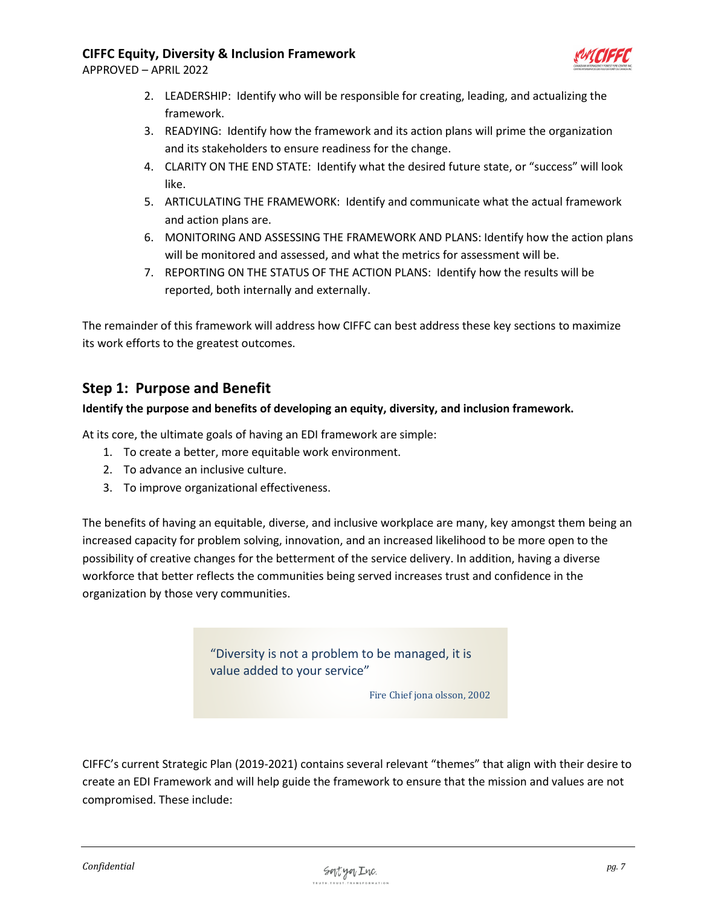2. LEADERSHIP: Identify who will be responsible for creating, leading, and actualizing the framework.
3. READYING: Identify how the framework and its action plans will prime the organization and its stakeholders to ensure readiness for the change.
4. CLARITY ON THE END STATE: Identify what the desired future state, or "success" will look like.
5. ARTICULATING THE FRAMEWORK: Identify and communicate what the actual framework and action plans are.
6. MONITORING AND ASSESSING THE FRAMEWORK AND PLANS: Identify how the action plans will be monitored and assessed, and what the metrics for assessment will be.
7. REPORTING ON THE STATUS OF THE ACTION PLANS: Identify how the results will be reported, both internally and externally.

The remainder of this framework will address how CIFFC can best address these key sections to maximize its work efforts to the greatest outcomes.

## Step 1: Purpose and Benefit

**Identify the purpose and benefits of developing an equity, diversity, and inclusion framework.**

At its core, the ultimate goals of having an EDI framework are simple:

1. To create a better, more equitable work environment.
2. To advance an inclusive culture.
3. To improve organizational effectiveness.

The benefits of having an equitable, diverse, and inclusive workplace are many, key amongst them being an increased capacity for problem solving, innovation, and an increased likelihood to be more open to the possibility of creative changes for the betterment of the service delivery. In addition, having a diverse workforce that better reflects the communities being served increases trust and confidence in the organization by those very communities.

> "Diversity is not a problem to be managed, it is value added to your service"
>
> Fire Chief jona olsson, 2002

CIFFC's current Strategic Plan (2019-2021) contains several relevant "themes" that align with their desire to create an EDI Framework and will help guide the framework to ensure that the mission and values are not compromised. These include: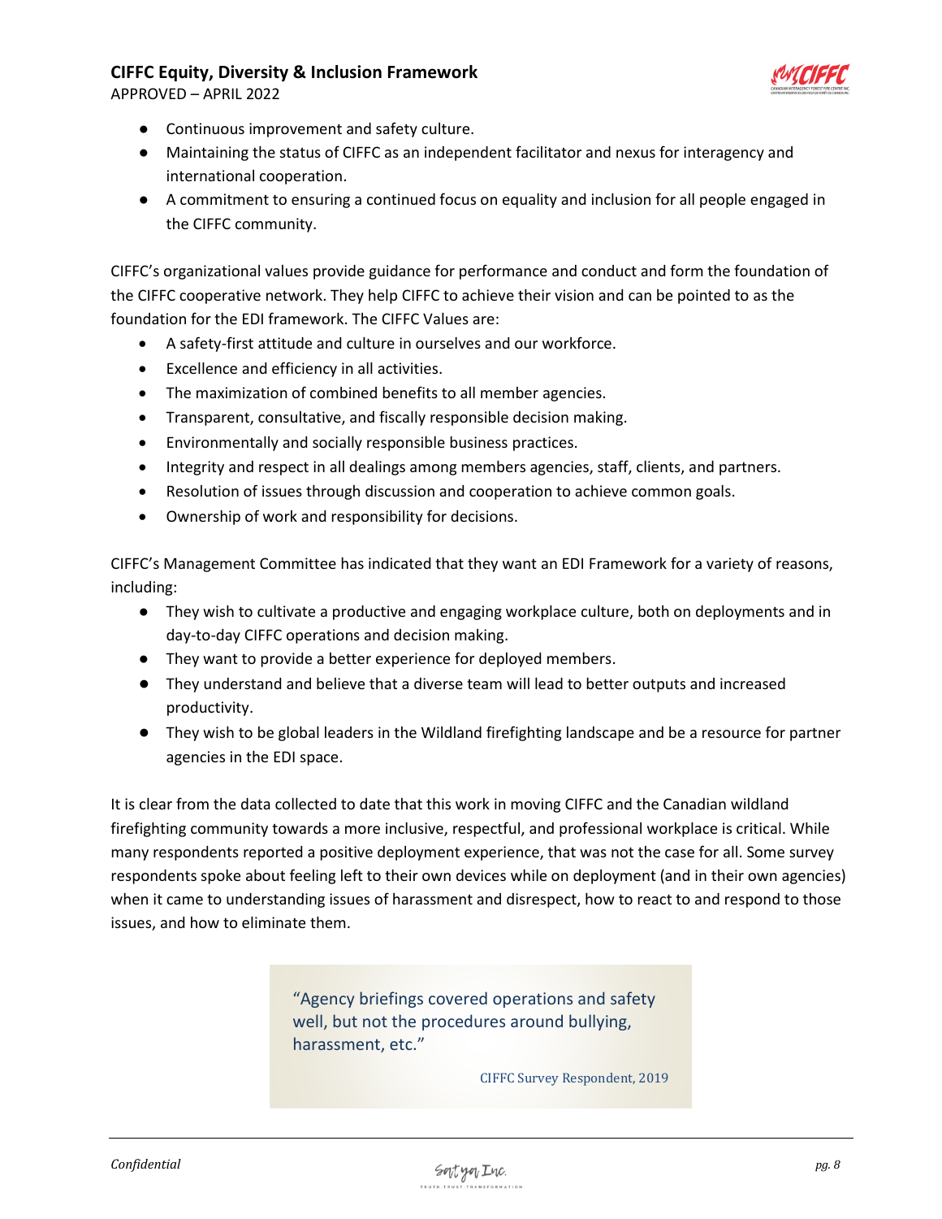- Continuous improvement and safety culture.
- Maintaining the status of CIFFC as an independent facilitator and nexus for interagency and international cooperation.
- A commitment to ensuring a continued focus on equality and inclusion for all people engaged in the CIFFC community.

CIFFC's organizational values provide guidance for performance and conduct and form the foundation of the CIFFC cooperative network. They help CIFFC to achieve their vision and can be pointed to as the foundation for the EDI framework. The CIFFC Values are:

- A safety-first attitude and culture in ourselves and our workforce.
- Excellence and efficiency in all activities.
- The maximization of combined benefits to all member agencies.
- Transparent, consultative, and fiscally responsible decision making.
- Environmentally and socially responsible business practices.
- Integrity and respect in all dealings among members agencies, staff, clients, and partners.
- Resolution of issues through discussion and cooperation to achieve common goals.
- Ownership of work and responsibility for decisions.

CIFFC's Management Committee has indicated that they want an EDI Framework for a variety of reasons, including:

- They wish to cultivate a productive and engaging workplace culture, both on deployments and in day-to-day CIFFC operations and decision making.
- They want to provide a better experience for deployed members.
- They understand and believe that a diverse team will lead to better outputs and increased productivity.
- They wish to be global leaders in the Wildland firefighting landscape and be a resource for partner agencies in the EDI space.

It is clear from the data collected to date that this work in moving CIFFC and the Canadian wildland firefighting community towards a more inclusive, respectful, and professional workplace is critical. While many respondents reported a positive deployment experience, that was not the case for all. Some survey respondents spoke about feeling left to their own devices while on deployment (and in their own agencies) when it came to understanding issues of harassment and disrespect, how to react to and respond to those issues, and how to eliminate them.

> "Agency briefings covered operations and safety well, but not the procedures around bullying, harassment, etc."
>
> CIFFC Survey Respondent, 2019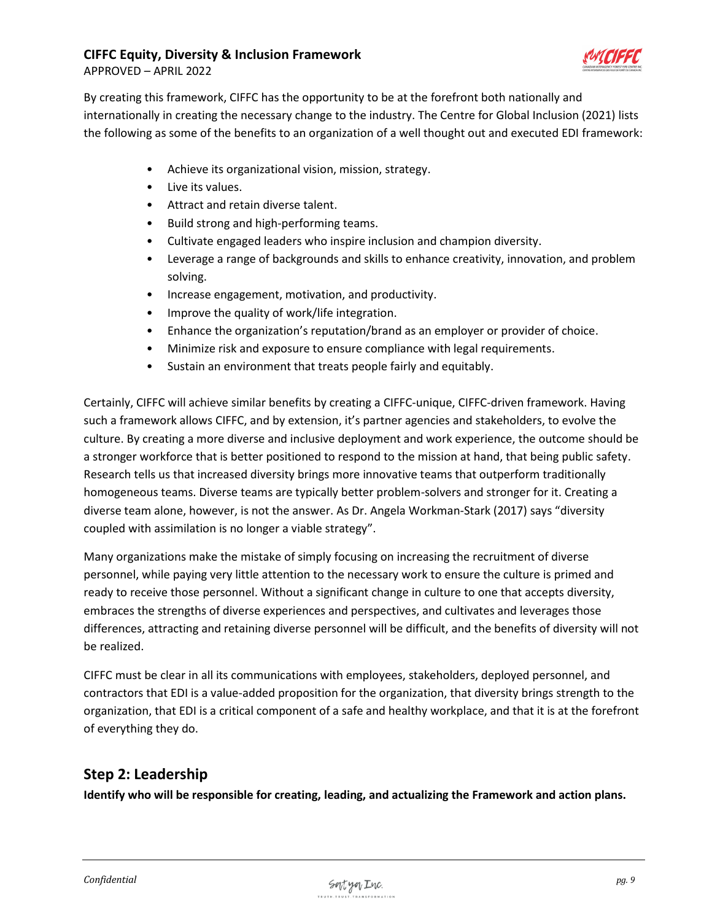By creating this framework, CIFFC has the opportunity to be at the forefront both nationally and internationally in creating the necessary change to the industry. The Centre for Global Inclusion (2021) lists the following as some of the benefits to an organization of a well thought out and executed EDI framework:

- Achieve its organizational vision, mission, strategy.
- Live its values.
- Attract and retain diverse talent.
- Build strong and high-performing teams.
- Cultivate engaged leaders who inspire inclusion and champion diversity.
- Leverage a range of backgrounds and skills to enhance creativity, innovation, and problem solving.
- Increase engagement, motivation, and productivity.
- Improve the quality of work/life integration.
- Enhance the organization's reputation/brand as an employer or provider of choice.
- Minimize risk and exposure to ensure compliance with legal requirements.
- Sustain an environment that treats people fairly and equitably.

Certainly, CIFFC will achieve similar benefits by creating a CIFFC-unique, CIFFC-driven framework. Having such a framework allows CIFFC, and by extension, it's partner agencies and stakeholders, to evolve the culture. By creating a more diverse and inclusive deployment and work experience, the outcome should be a stronger workforce that is better positioned to respond to the mission at hand, that being public safety. Research tells us that increased diversity brings more innovative teams that outperform traditionally homogeneous teams. Diverse teams are typically better problem-solvers and stronger for it. Creating a diverse team alone, however, is not the answer. As Dr. Angela Workman-Stark (2017) says "diversity coupled with assimilation is no longer a viable strategy".

Many organizations make the mistake of simply focusing on increasing the recruitment of diverse personnel, while paying very little attention to the necessary work to ensure the culture is primed and ready to receive those personnel. Without a significant change in culture to one that accepts diversity, embraces the strengths of diverse experiences and perspectives, and cultivates and leverages those differences, attracting and retaining diverse personnel will be difficult, and the benefits of diversity will not be realized.

CIFFC must be clear in all its communications with employees, stakeholders, deployed personnel, and contractors that EDI is a value-added proposition for the organization, that diversity brings strength to the organization, that EDI is a critical component of a safe and healthy workplace, and that it is at the forefront of everything they do.

## Step 2: Leadership

**Identify who will be responsible for creating, leading, and actualizing the Framework and action plans.**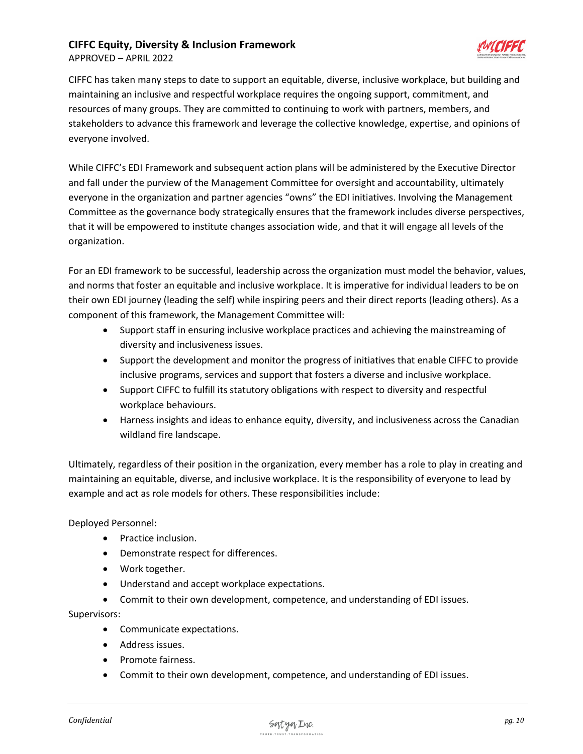CIFFC has taken many steps to date to support an equitable, diverse, inclusive workplace, but building and maintaining an inclusive and respectful workplace requires the ongoing support, commitment, and resources of many groups. They are committed to continuing to work with partners, members, and stakeholders to advance this framework and leverage the collective knowledge, expertise, and opinions of everyone involved.

While CIFFC's EDI Framework and subsequent action plans will be administered by the Executive Director and fall under the purview of the Management Committee for oversight and accountability, ultimately everyone in the organization and partner agencies "owns" the EDI initiatives. Involving the Management Committee as the governance body strategically ensures that the framework includes diverse perspectives, that it will be empowered to institute changes association wide, and that it will engage all levels of the organization.

For an EDI framework to be successful, leadership across the organization must model the behavior, values, and norms that foster an equitable and inclusive workplace. It is imperative for individual leaders to be on their own EDI journey (leading the self) while inspiring peers and their direct reports (leading others). As a component of this framework, the Management Committee will:

- Support staff in ensuring inclusive workplace practices and achieving the mainstreaming of diversity and inclusiveness issues.
- Support the development and monitor the progress of initiatives that enable CIFFC to provide inclusive programs, services and support that fosters a diverse and inclusive workplace.
- Support CIFFC to fulfill its statutory obligations with respect to diversity and respectful workplace behaviours.
- Harness insights and ideas to enhance equity, diversity, and inclusiveness across the Canadian wildland fire landscape.

Ultimately, regardless of their position in the organization, every member has a role to play in creating and maintaining an equitable, diverse, and inclusive workplace. It is the responsibility of everyone to lead by example and act as role models for others. These responsibilities include:

Deployed Personnel:

- Practice inclusion.
- Demonstrate respect for differences.
- Work together.
- Understand and accept workplace expectations.
- Commit to their own development, competence, and understanding of EDI issues.

Supervisors:

- Communicate expectations.
- Address issues.
- Promote fairness.
- Commit to their own development, competence, and understanding of EDI issues.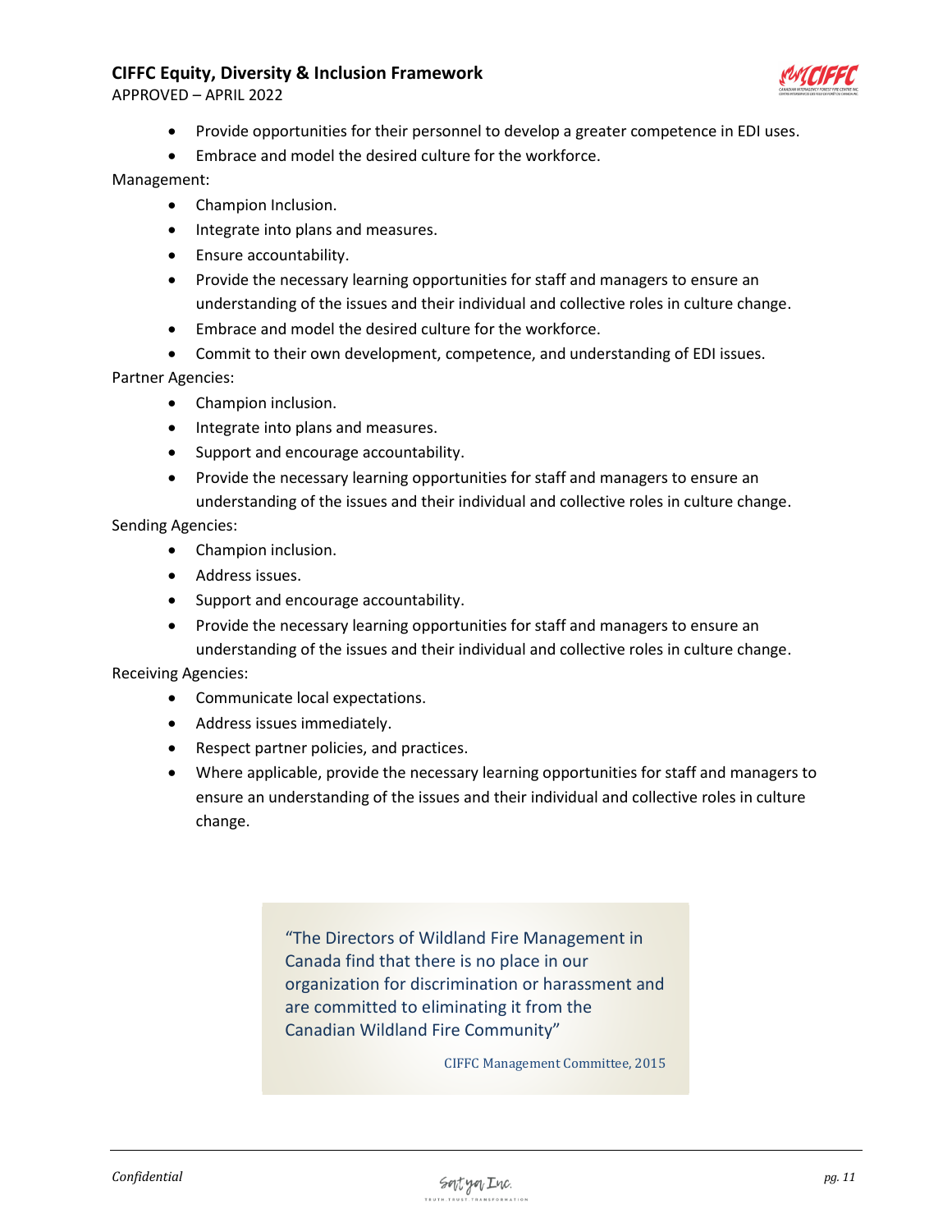- Provide opportunities for their personnel to develop a greater competence in EDI uses.
- Embrace and model the desired culture for the workforce.

Management:

- Champion Inclusion.
- Integrate into plans and measures.
- Ensure accountability.
- Provide the necessary learning opportunities for staff and managers to ensure an understanding of the issues and their individual and collective roles in culture change.
- Embrace and model the desired culture for the workforce.
- Commit to their own development, competence, and understanding of EDI issues.

Partner Agencies:

- Champion inclusion.
- Integrate into plans and measures.
- Support and encourage accountability.
- Provide the necessary learning opportunities for staff and managers to ensure an understanding of the issues and their individual and collective roles in culture change.

Sending Agencies:

- Champion inclusion.
- Address issues.
- Support and encourage accountability.
- Provide the necessary learning opportunities for staff and managers to ensure an understanding of the issues and their individual and collective roles in culture change.

Receiving Agencies:

- Communicate local expectations.
- Address issues immediately.
- Respect partner policies, and practices.
- Where applicable, provide the necessary learning opportunities for staff and managers to ensure an understanding of the issues and their individual and collective roles in culture change.

> "The Directors of Wildland Fire Management in Canada find that there is no place in our organization for discrimination or harassment and are committed to eliminating it from the Canadian Wildland Fire Community"
>
> CIFFC Management Committee, 2015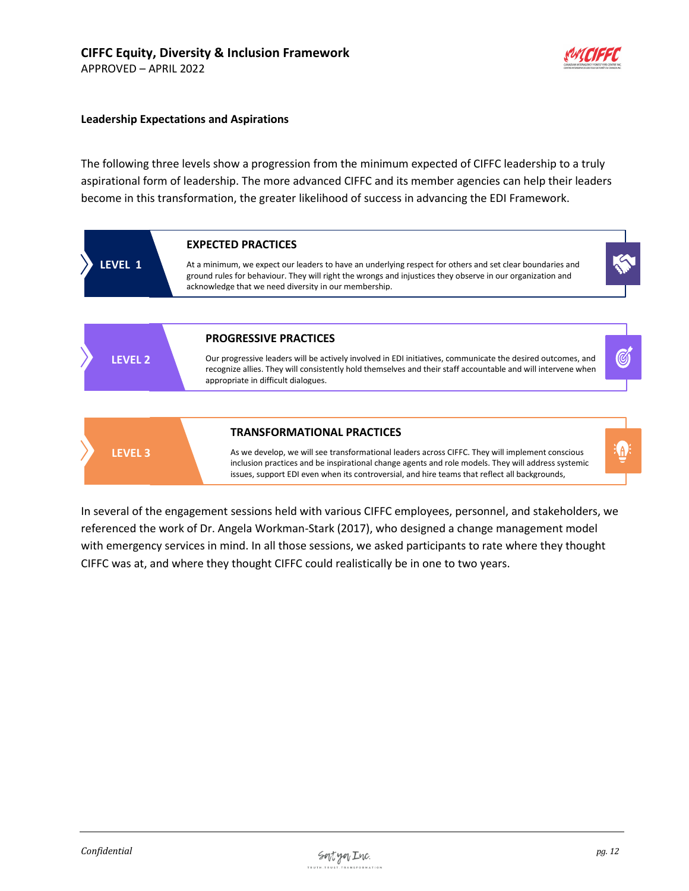**Leadership Expectations and Aspirations**

The following three levels show a progression from the minimum expected of CIFFC leadership to a truly aspirational form of leadership. The more advanced CIFFC and its member agencies can help their leaders become in this transformation, the greater likelihood of success in advancing the EDI Framework.

**LEVEL 1**

**EXPECTED PRACTICES**

At a minimum, we expect our leaders to have an underlying respect for others and set clear boundaries and ground rules for behaviour. They will right the wrongs and injustices they observe in our organization and acknowledge that we need diversity in our membership.

**LEVEL 2**

**PROGRESSIVE PRACTICES**

Our progressive leaders will be actively involved in EDI initiatives, communicate the desired outcomes, and recognize allies. They will consistently hold themselves and their staff accountable and will intervene when appropriate in difficult dialogues.

**LEVEL 3**

**TRANSFORMATIONAL PRACTICES**

As we develop, we will see transformational leaders across CIFFC. They will implement conscious inclusion practices and be inspirational change agents and role models. They will address systemic issues, support EDI even when its controversial, and hire teams that reflect all backgrounds,

In several of the engagement sessions held with various CIFFC employees, personnel, and stakeholders, we referenced the work of Dr. Angela Workman-Stark (2017), who designed a change management model with emergency services in mind. In all those sessions, we asked participants to rate where they thought CIFFC was at, and where they thought CIFFC could realistically be in one to two years.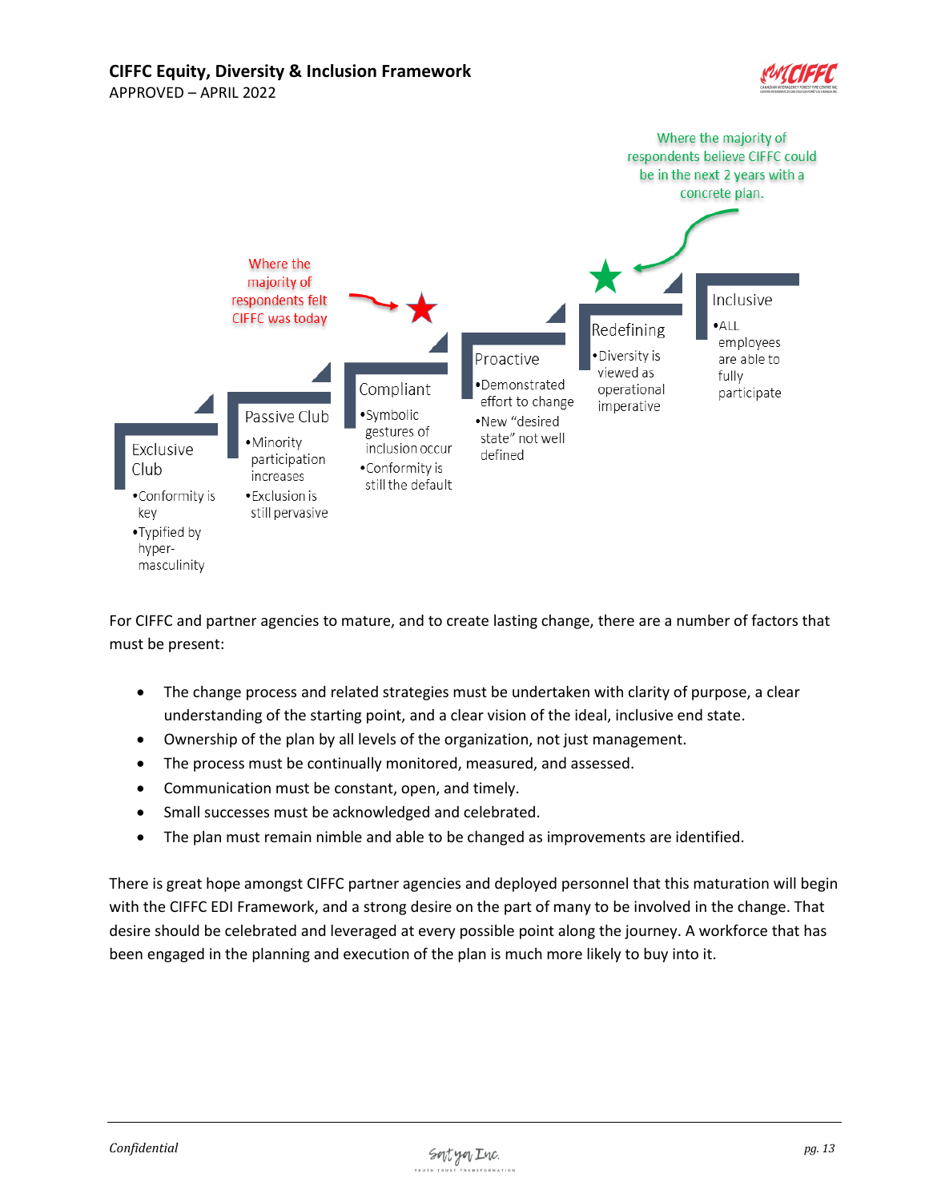Where the majority of respondents believe CIFFC could be in the next 2 years with a concrete plan.

Where the majority of respondents felt CIFFC was today

**Exclusive Club**
- Conformity is key
- Typified by hyper-masculinity

**Passive Club**
- Minority participation increases
- Exclusion is still pervasive

**Compliant**
- Symbolic gestures of inclusion occur
- Conformity is still the default

**Proactive**
- Demonstrated effort to change
- New "desired state" not well defined

**Redefining**
- Diversity is viewed as operational imperative

**Inclusive**
- ALL employees are able to fully participate

For CIFFC and partner agencies to mature, and to create lasting change, there are a number of factors that must be present:

- The change process and related strategies must be undertaken with clarity of purpose, a clear understanding of the starting point, and a clear vision of the ideal, inclusive end state.
- Ownership of the plan by all levels of the organization, not just management.
- The process must be continually monitored, measured, and assessed.
- Communication must be constant, open, and timely.
- Small successes must be acknowledged and celebrated.
- The plan must remain nimble and able to be changed as improvements are identified.

There is great hope amongst CIFFC partner agencies and deployed personnel that this maturation will begin with the CIFFC EDI Framework, and a strong desire on the part of many to be involved in the change. That desire should be celebrated and leveraged at every possible point along the journey. A workforce that has been engaged in the planning and execution of the plan is much more likely to buy into it.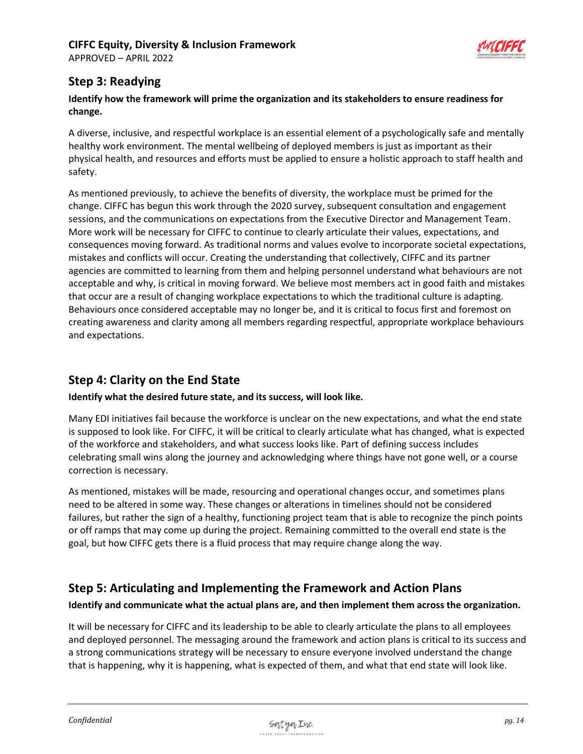## Step 3: Readying

**Identify how the framework will prime the organization and its stakeholders to ensure readiness for change.**

A diverse, inclusive, and respectful workplace is an essential element of a psychologically safe and mentally healthy work environment. The mental wellbeing of deployed members is just as important as their physical health, and resources and efforts must be applied to ensure a holistic approach to staff health and safety.

As mentioned previously, to achieve the benefits of diversity, the workplace must be primed for the change. CIFFC has begun this work through the 2020 survey, subsequent consultation and engagement sessions, and the communications on expectations from the Executive Director and Management Team. More work will be necessary for CIFFC to continue to clearly articulate their values, expectations, and consequences moving forward. As traditional norms and values evolve to incorporate societal expectations, mistakes and conflicts will occur. Creating the understanding that collectively, CIFFC and its partner agencies are committed to learning from them and helping personnel understand what behaviours are not acceptable and why, is critical in moving forward. We believe most members act in good faith and mistakes that occur are a result of changing workplace expectations to which the traditional culture is adapting. Behaviours once considered acceptable may no longer be, and it is critical to focus first and foremost on creating awareness and clarity among all members regarding respectful, appropriate workplace behaviours and expectations.

## Step 4: Clarity on the End State

**Identify what the desired future state, and its success, will look like.**

Many EDI initiatives fail because the workforce is unclear on the new expectations, and what the end state is supposed to look like. For CIFFC, it will be critical to clearly articulate what has changed, what is expected of the workforce and stakeholders, and what success looks like. Part of defining success includes celebrating small wins along the journey and acknowledging where things have not gone well, or a course correction is necessary.

As mentioned, mistakes will be made, resourcing and operational changes occur, and sometimes plans need to be altered in some way. These changes or alterations in timelines should not be considered failures, but rather the sign of a healthy, functioning project team that is able to recognize the pinch points or off ramps that may come up during the project. Remaining committed to the overall end state is the goal, but how CIFFC gets there is a fluid process that may require change along the way.

## Step 5: Articulating and Implementing the Framework and Action Plans

**Identify and communicate what the actual plans are, and then implement them across the organization.**

It will be necessary for CIFFC and its leadership to be able to clearly articulate the plans to all employees and deployed personnel. The messaging around the framework and action plans is critical to its success and a strong communications strategy will be necessary to ensure everyone involved understand the change that is happening, why it is happening, what is expected of them, and what that end state will look like.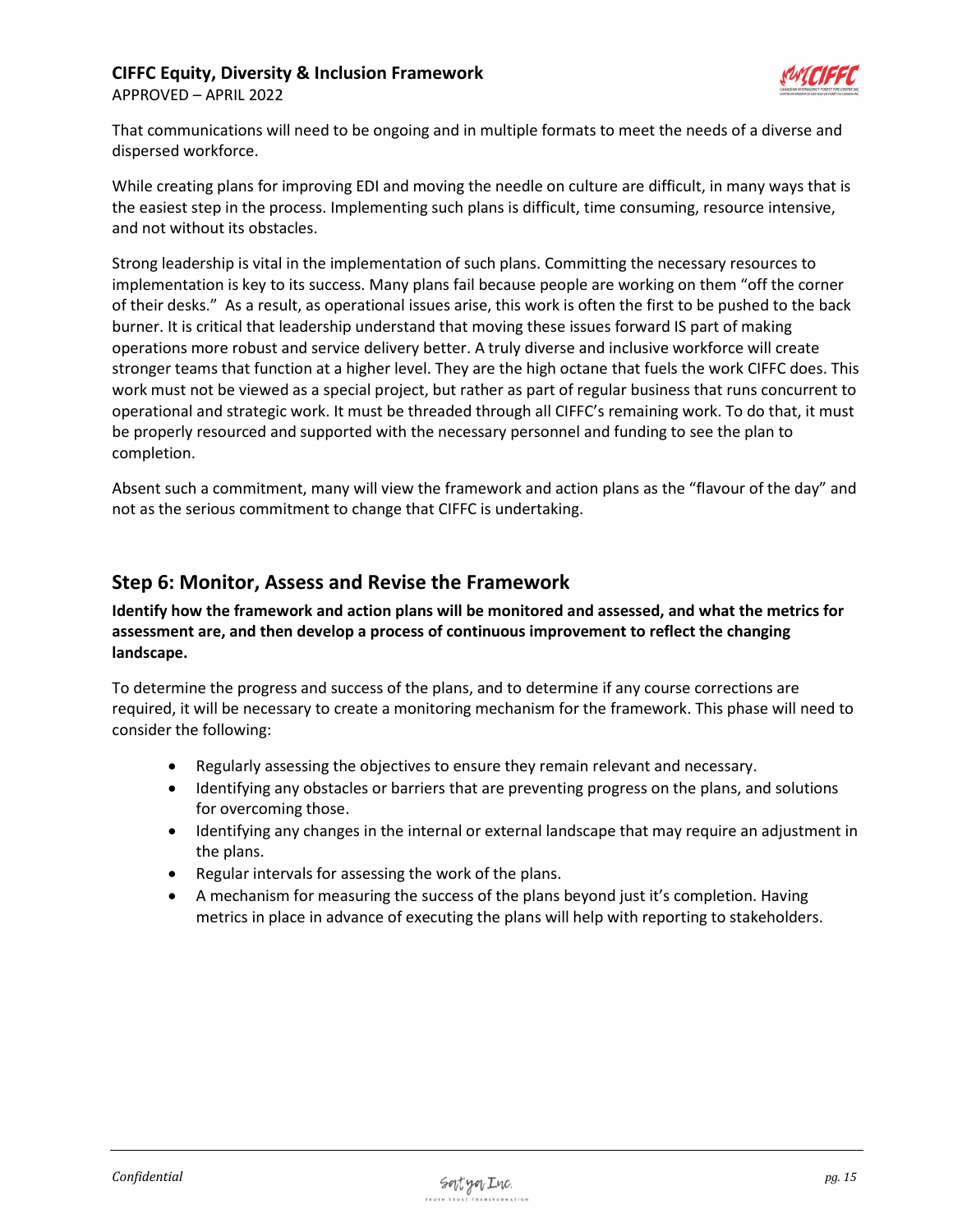That communications will need to be ongoing and in multiple formats to meet the needs of a diverse and dispersed workforce.

While creating plans for improving EDI and moving the needle on culture are difficult, in many ways that is the easiest step in the process. Implementing such plans is difficult, time consuming, resource intensive, and not without its obstacles.

Strong leadership is vital in the implementation of such plans. Committing the necessary resources to implementation is key to its success. Many plans fail because people are working on them "off the corner of their desks." As a result, as operational issues arise, this work is often the first to be pushed to the back burner. It is critical that leadership understand that moving these issues forward IS part of making operations more robust and service delivery better. A truly diverse and inclusive workforce will create stronger teams that function at a higher level. They are the high octane that fuels the work CIFFC does. This work must not be viewed as a special project, but rather as part of regular business that runs concurrent to operational and strategic work. It must be threaded through all CIFFC's remaining work. To do that, it must be properly resourced and supported with the necessary personnel and funding to see the plan to completion.

Absent such a commitment, many will view the framework and action plans as the "flavour of the day" and not as the serious commitment to change that CIFFC is undertaking.

## Step 6: Monitor, Assess and Revise the Framework

**Identify how the framework and action plans will be monitored and assessed, and what the metrics for assessment are, and then develop a process of continuous improvement to reflect the changing landscape.**

To determine the progress and success of the plans, and to determine if any course corrections are required, it will be necessary to create a monitoring mechanism for the framework. This phase will need to consider the following:

- Regularly assessing the objectives to ensure they remain relevant and necessary.
- Identifying any obstacles or barriers that are preventing progress on the plans, and solutions for overcoming those.
- Identifying any changes in the internal or external landscape that may require an adjustment in the plans.
- Regular intervals for assessing the work of the plans.
- A mechanism for measuring the success of the plans beyond just it's completion. Having metrics in place in advance of executing the plans will help with reporting to stakeholders.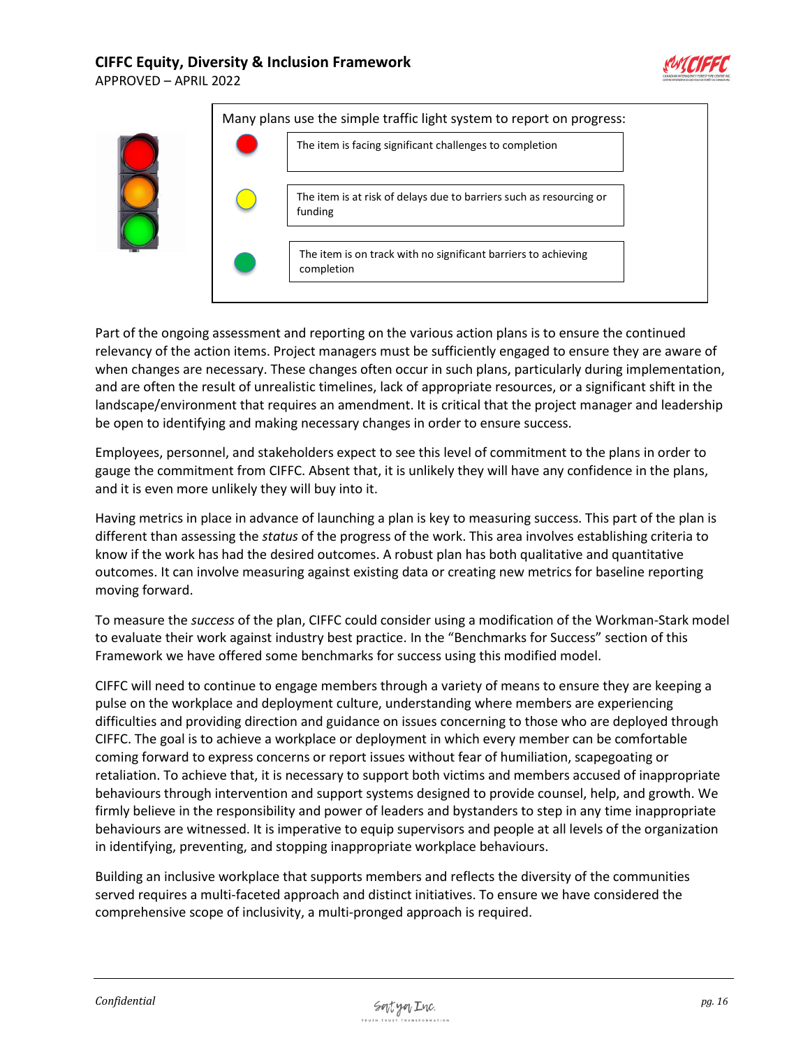Many plans use the simple traffic light system to report on progress:

| Status | Description |
| --- | --- |
| Red | The item is facing significant challenges to completion |
| Yellow | The item is at risk of delays due to barriers such as resourcing or funding |
| Green | The item is on track with no significant barriers to achieving completion |

Part of the ongoing assessment and reporting on the various action plans is to ensure the continued relevancy of the action items. Project managers must be sufficiently engaged to ensure they are aware of when changes are necessary. These changes often occur in such plans, particularly during implementation, and are often the result of unrealistic timelines, lack of appropriate resources, or a significant shift in the landscape/environment that requires an amendment. It is critical that the project manager and leadership be open to identifying and making necessary changes in order to ensure success.

Employees, personnel, and stakeholders expect to see this level of commitment to the plans in order to gauge the commitment from CIFFC. Absent that, it is unlikely they will have any confidence in the plans, and it is even more unlikely they will buy into it.

Having metrics in place in advance of launching a plan is key to measuring success. This part of the plan is different than assessing the *status* of the progress of the work. This area involves establishing criteria to know if the work has had the desired outcomes. A robust plan has both qualitative and quantitative outcomes. It can involve measuring against existing data or creating new metrics for baseline reporting moving forward.

To measure the *success* of the plan, CIFFC could consider using a modification of the Workman-Stark model to evaluate their work against industry best practice. In the "Benchmarks for Success" section of this Framework we have offered some benchmarks for success using this modified model.

CIFFC will need to continue to engage members through a variety of means to ensure they are keeping a pulse on the workplace and deployment culture, understanding where members are experiencing difficulties and providing direction and guidance on issues concerning to those who are deployed through CIFFC. The goal is to achieve a workplace or deployment in which every member can be comfortable coming forward to express concerns or report issues without fear of humiliation, scapegoating or retaliation. To achieve that, it is necessary to support both victims and members accused of inappropriate behaviours through intervention and support systems designed to provide counsel, help, and growth. We firmly believe in the responsibility and power of leaders and bystanders to step in any time inappropriate behaviours are witnessed. It is imperative to equip supervisors and people at all levels of the organization in identifying, preventing, and stopping inappropriate workplace behaviours.

Building an inclusive workplace that supports members and reflects the diversity of the communities served requires a multi-faceted approach and distinct initiatives. To ensure we have considered the comprehensive scope of inclusivity, a multi-pronged approach is required.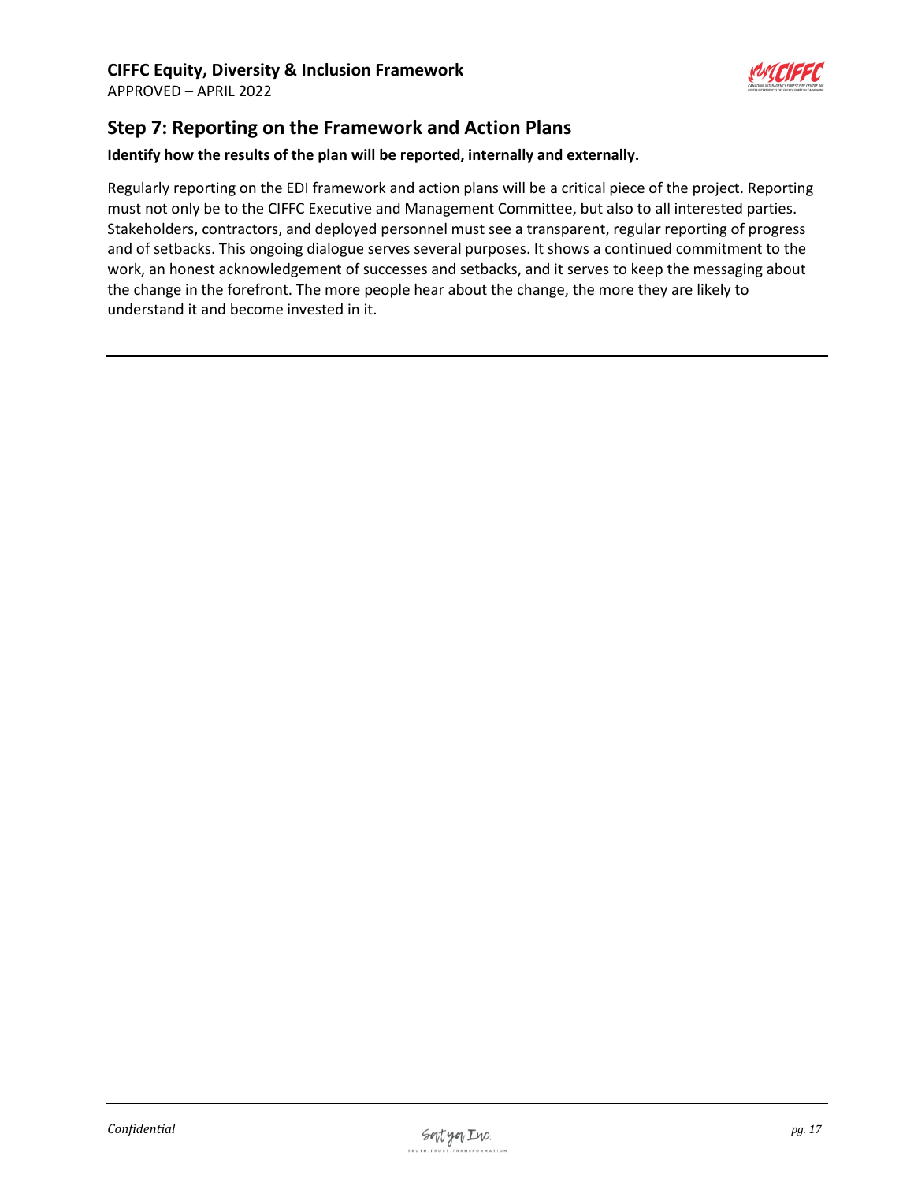## Step 7: Reporting on the Framework and Action Plans

**Identify how the results of the plan will be reported, internally and externally.**

Regularly reporting on the EDI framework and action plans will be a critical piece of the project. Reporting must not only be to the CIFFC Executive and Management Committee, but also to all interested parties. Stakeholders, contractors, and deployed personnel must see a transparent, regular reporting of progress and of setbacks. This ongoing dialogue serves several purposes. It shows a continued commitment to the work, an honest acknowledgement of successes and setbacks, and it serves to keep the messaging about the change in the forefront. The more people hear about the change, the more they are likely to understand it and become invested in it.

---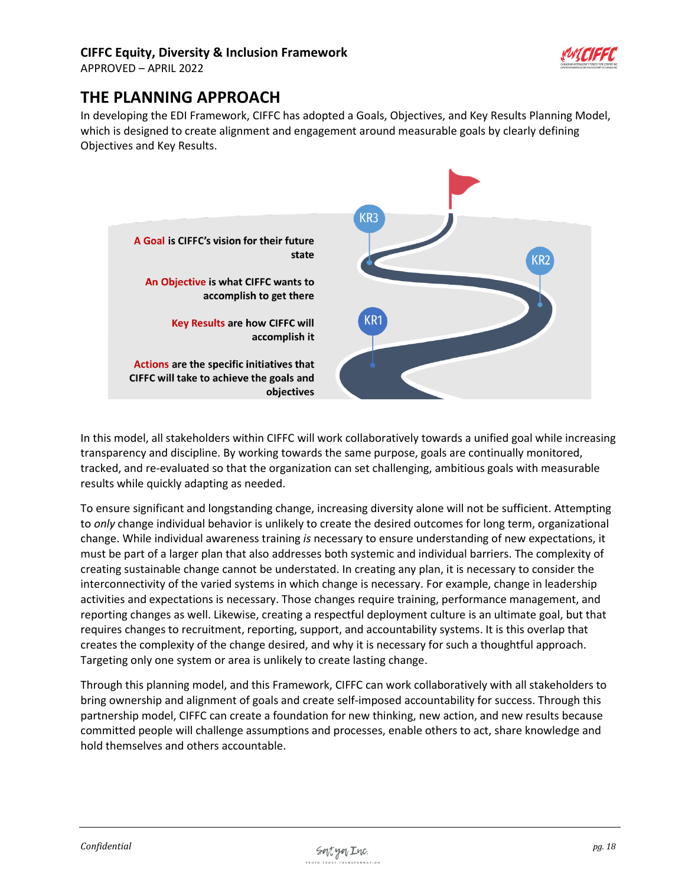## THE PLANNING APPROACH

In developing the EDI Framework, CIFFC has adopted a Goals, Objectives, and Key Results Planning Model, which is designed to create alignment and engagement around measurable goals by clearly defining Objectives and Key Results.

**A Goal is CIFFC's vision for their future state**

**An Objective is what CIFFC wants to accomplish to get there**

**Key Results are how CIFFC will accomplish it**

**Actions are the specific initiatives that CIFFC will take to achieve the goals and objectives**

KR1 KR2 KR3

In this model, all stakeholders within CIFFC will work collaboratively towards a unified goal while increasing transparency and discipline. By working towards the same purpose, goals are continually monitored, tracked, and re-evaluated so that the organization can set challenging, ambitious goals with measurable results while quickly adapting as needed.

To ensure significant and longstanding change, increasing diversity alone will not be sufficient. Attempting to *only* change individual behavior is unlikely to create the desired outcomes for long term, organizational change. While individual awareness training *is* necessary to ensure understanding of new expectations, it must be part of a larger plan that also addresses both systemic and individual barriers. The complexity of creating sustainable change cannot be understated. In creating any plan, it is necessary to consider the interconnectivity of the varied systems in which change is necessary. For example, change in leadership activities and expectations is necessary. Those changes require training, performance management, and reporting changes as well. Likewise, creating a respectful deployment culture is an ultimate goal, but that requires changes to recruitment, reporting, support, and accountability systems. It is this overlap that creates the complexity of the change desired, and why it is necessary for such a thoughtful approach. Targeting only one system or area is unlikely to create lasting change.

Through this planning model, and this Framework, CIFFC can work collaboratively with all stakeholders to bring ownership and alignment of goals and create self-imposed accountability for success. Through this partnership model, CIFFC can create a foundation for new thinking, new action, and new results because committed people will challenge assumptions and processes, enable others to act, share knowledge and hold themselves and others accountable.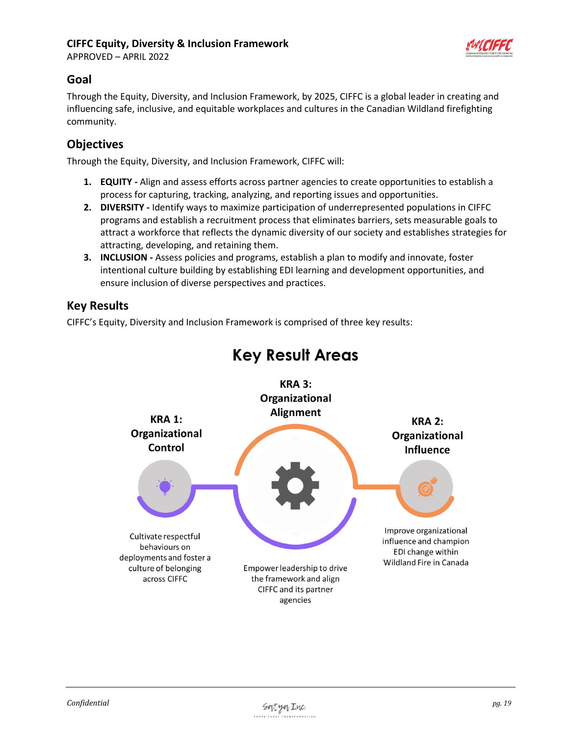## Goal

Through the Equity, Diversity, and Inclusion Framework, by 2025, CIFFC is a global leader in creating and influencing safe, inclusive, and equitable workplaces and cultures in the Canadian Wildland firefighting community.

## Objectives

Through the Equity, Diversity, and Inclusion Framework, CIFFC will:

1. **EQUITY -** Align and assess efforts across partner agencies to create opportunities to establish a process for capturing, tracking, analyzing, and reporting issues and opportunities.
2. **DIVERSITY -** Identify ways to maximize participation of underrepresented populations in CIFFC programs and establish a recruitment process that eliminates barriers, sets measurable goals to attract a workforce that reflects the dynamic diversity of our society and establishes strategies for attracting, developing, and retaining them.
3. **INCLUSION -** Assess policies and programs, establish a plan to modify and innovate, foster intentional culture building by establishing EDI learning and development opportunities, and ensure inclusion of diverse perspectives and practices.

## Key Results

CIFFC's Equity, Diversity and Inclusion Framework is comprised of three key results:

### Key Result Areas

**KRA 1: Organizational Control**

Cultivate respectful behaviours on deployments and foster a culture of belonging across CIFFC

**KRA 3: Organizational Alignment**

Empower leadership to drive the framework and align CIFFC and its partner agencies

**KRA 2: Organizational Influence**

Improve organizational influence and champion EDI change within Wildland Fire in Canada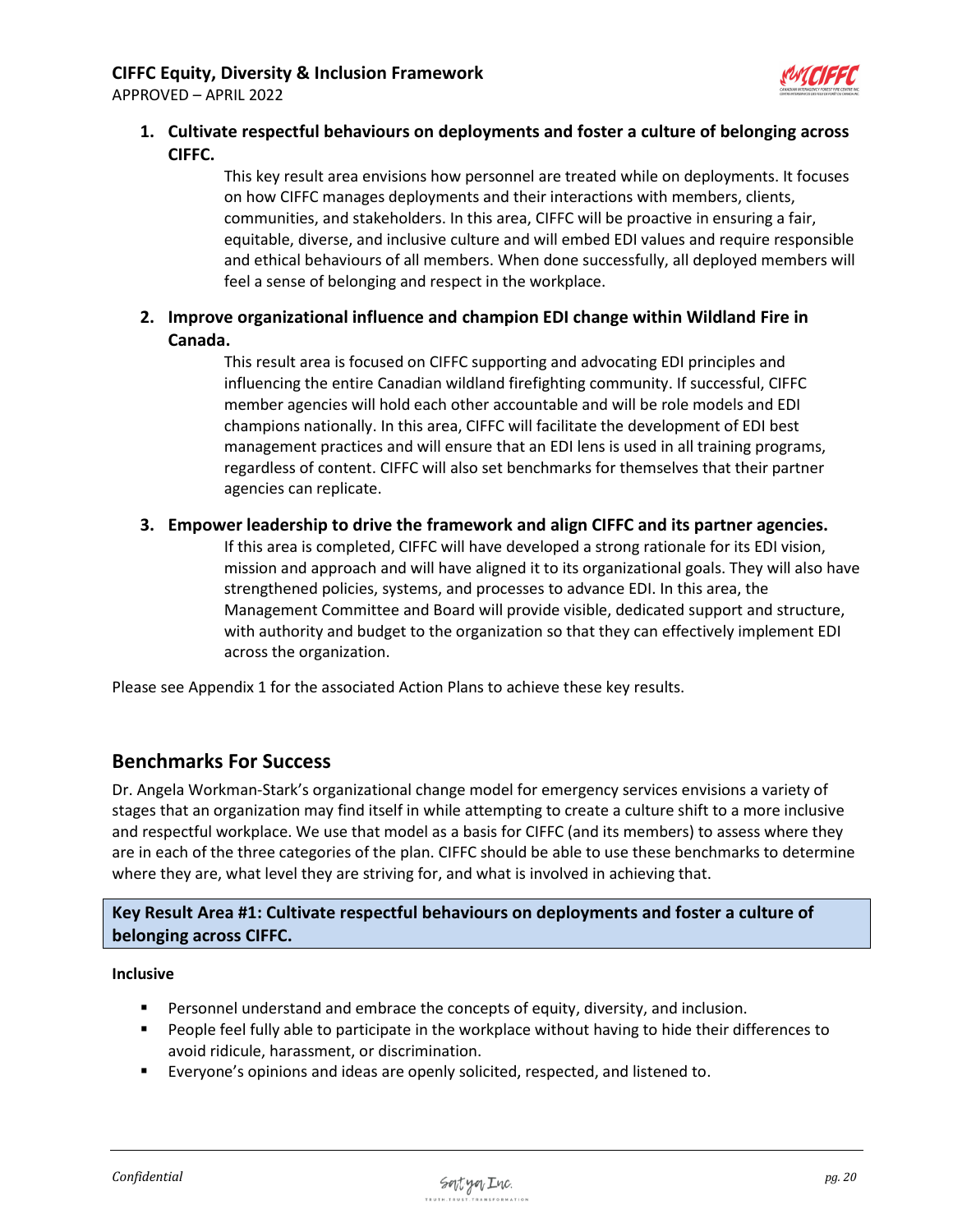1. **Cultivate respectful behaviours on deployments and foster a culture of belonging across CIFFC.**

   This key result area envisions how personnel are treated while on deployments. It focuses on how CIFFC manages deployments and their interactions with members, clients, communities, and stakeholders. In this area, CIFFC will be proactive in ensuring a fair, equitable, diverse, and inclusive culture and will embed EDI values and require responsible and ethical behaviours of all members. When done successfully, all deployed members will feel a sense of belonging and respect in the workplace.

2. **Improve organizational influence and champion EDI change within Wildland Fire in Canada.**

   This result area is focused on CIFFC supporting and advocating EDI principles and influencing the entire Canadian wildland firefighting community. If successful, CIFFC member agencies will hold each other accountable and will be role models and EDI champions nationally. In this area, CIFFC will facilitate the development of EDI best management practices and will ensure that an EDI lens is used in all training programs, regardless of content. CIFFC will also set benchmarks for themselves that their partner agencies can replicate.

3. **Empower leadership to drive the framework and align CIFFC and its partner agencies.**

   If this area is completed, CIFFC will have developed a strong rationale for its EDI vision, mission and approach and will have aligned it to its organizational goals. They will also have strengthened policies, systems, and processes to advance EDI. In this area, the Management Committee and Board will provide visible, dedicated support and structure, with authority and budget to the organization so that they can effectively implement EDI across the organization.

Please see Appendix 1 for the associated Action Plans to achieve these key results.

## Benchmarks For Success

Dr. Angela Workman-Stark's organizational change model for emergency services envisions a variety of stages that an organization may find itself in while attempting to create a culture shift to a more inclusive and respectful workplace. We use that model as a basis for CIFFC (and its members) to assess where they are in each of the three categories of the plan. CIFFC should be able to use these benchmarks to determine where they are, what level they are striving for, and what is involved in achieving that.

### Key Result Area #1: Cultivate respectful behaviours on deployments and foster a culture of belonging across CIFFC.

**Inclusive**

- Personnel understand and embrace the concepts of equity, diversity, and inclusion.
- People feel fully able to participate in the workplace without having to hide their differences to avoid ridicule, harassment, or discrimination.
- Everyone's opinions and ideas are openly solicited, respected, and listened to.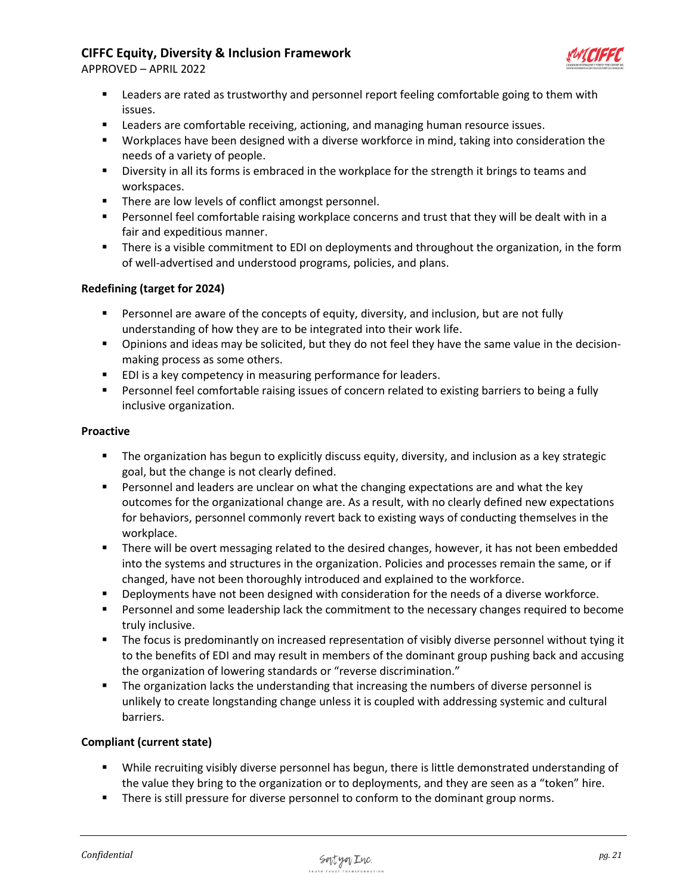- Leaders are rated as trustworthy and personnel report feeling comfortable going to them with issues.
- Leaders are comfortable receiving, actioning, and managing human resource issues.
- Workplaces have been designed with a diverse workforce in mind, taking into consideration the needs of a variety of people.
- Diversity in all its forms is embraced in the workplace for the strength it brings to teams and workspaces.
- There are low levels of conflict amongst personnel.
- Personnel feel comfortable raising workplace concerns and trust that they will be dealt with in a fair and expeditious manner.
- There is a visible commitment to EDI on deployments and throughout the organization, in the form of well-advertised and understood programs, policies, and plans.

**Redefining (target for 2024)**

- Personnel are aware of the concepts of equity, diversity, and inclusion, but are not fully understanding of how they are to be integrated into their work life.
- Opinions and ideas may be solicited, but they do not feel they have the same value in the decision-making process as some others.
- EDI is a key competency in measuring performance for leaders.
- Personnel feel comfortable raising issues of concern related to existing barriers to being a fully inclusive organization.

**Proactive**

- The organization has begun to explicitly discuss equity, diversity, and inclusion as a key strategic goal, but the change is not clearly defined.
- Personnel and leaders are unclear on what the changing expectations are and what the key outcomes for the organizational change are. As a result, with no clearly defined new expectations for behaviors, personnel commonly revert back to existing ways of conducting themselves in the workplace.
- There will be overt messaging related to the desired changes, however, it has not been embedded into the systems and structures in the organization. Policies and processes remain the same, or if changed, have not been thoroughly introduced and explained to the workforce.
- Deployments have not been designed with consideration for the needs of a diverse workforce.
- Personnel and some leadership lack the commitment to the necessary changes required to become truly inclusive.
- The focus is predominantly on increased representation of visibly diverse personnel without tying it to the benefits of EDI and may result in members of the dominant group pushing back and accusing the organization of lowering standards or "reverse discrimination."
- The organization lacks the understanding that increasing the numbers of diverse personnel is unlikely to create longstanding change unless it is coupled with addressing systemic and cultural barriers.

**Compliant (current state)**

- While recruiting visibly diverse personnel has begun, there is little demonstrated understanding of the value they bring to the organization or to deployments, and they are seen as a "token" hire.
- There is still pressure for diverse personnel to conform to the dominant group norms.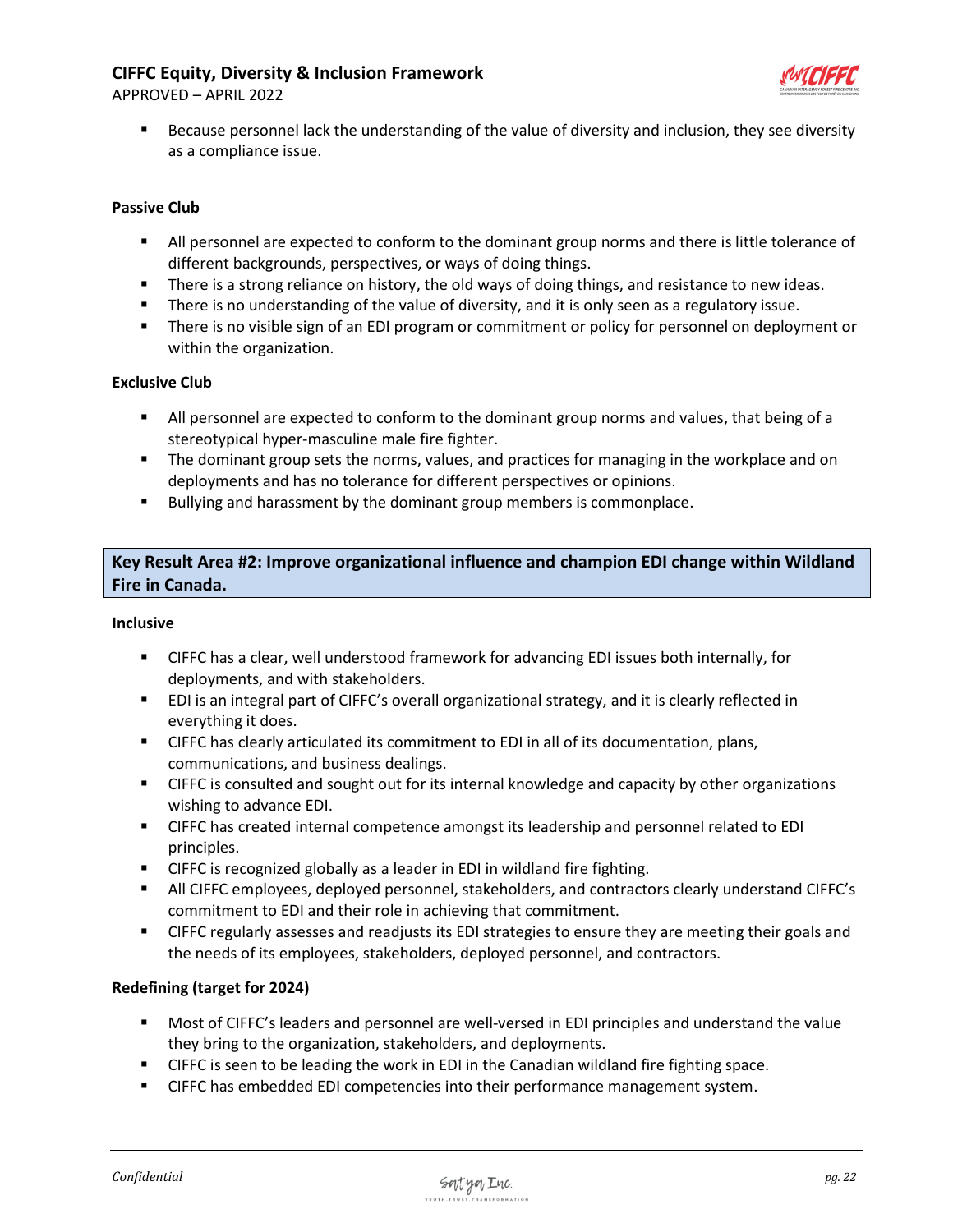- Because personnel lack the understanding of the value of diversity and inclusion, they see diversity as a compliance issue.

**Passive Club**

- All personnel are expected to conform to the dominant group norms and there is little tolerance of different backgrounds, perspectives, or ways of doing things.
- There is a strong reliance on history, the old ways of doing things, and resistance to new ideas.
- There is no understanding of the value of diversity, and it is only seen as a regulatory issue.
- There is no visible sign of an EDI program or commitment or policy for personnel on deployment or within the organization.

**Exclusive Club**

- All personnel are expected to conform to the dominant group norms and values, that being of a stereotypical hyper-masculine male fire fighter.
- The dominant group sets the norms, values, and practices for managing in the workplace and on deployments and has no tolerance for different perspectives or opinions.
- Bullying and harassment by the dominant group members is commonplace.

## Key Result Area #2: Improve organizational influence and champion EDI change within Wildland Fire in Canada.

**Inclusive**

- CIFFC has a clear, well understood framework for advancing EDI issues both internally, for deployments, and with stakeholders.
- EDI is an integral part of CIFFC's overall organizational strategy, and it is clearly reflected in everything it does.
- CIFFC has clearly articulated its commitment to EDI in all of its documentation, plans, communications, and business dealings.
- CIFFC is consulted and sought out for its internal knowledge and capacity by other organizations wishing to advance EDI.
- CIFFC has created internal competence amongst its leadership and personnel related to EDI principles.
- CIFFC is recognized globally as a leader in EDI in wildland fire fighting.
- All CIFFC employees, deployed personnel, stakeholders, and contractors clearly understand CIFFC's commitment to EDI and their role in achieving that commitment.
- CIFFC regularly assesses and readjusts its EDI strategies to ensure they are meeting their goals and the needs of its employees, stakeholders, deployed personnel, and contractors.

**Redefining (target for 2024)**

- Most of CIFFC's leaders and personnel are well-versed in EDI principles and understand the value they bring to the organization, stakeholders, and deployments.
- CIFFC is seen to be leading the work in EDI in the Canadian wildland fire fighting space.
- CIFFC has embedded EDI competencies into their performance management system.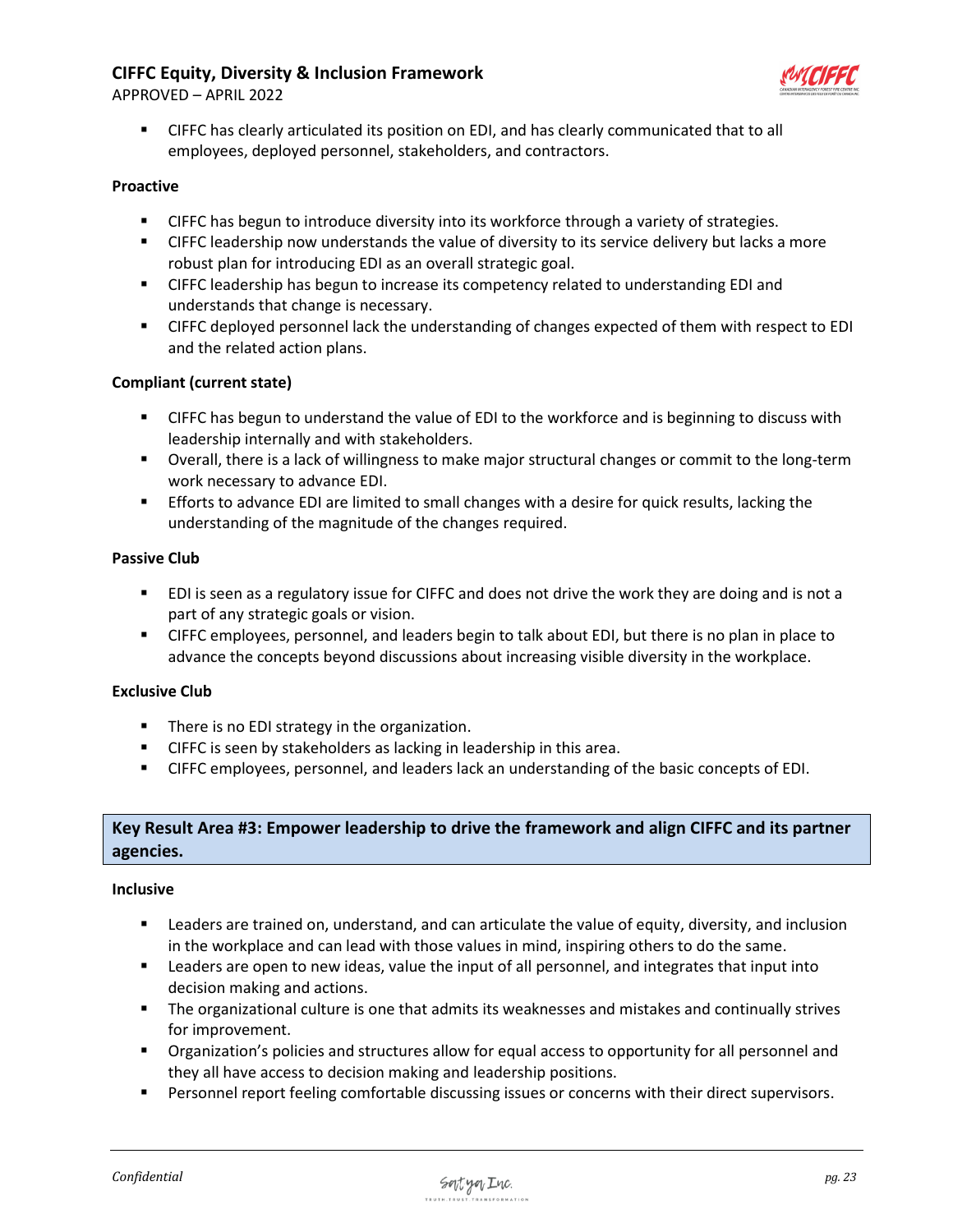- CIFFC has clearly articulated its position on EDI, and has clearly communicated that to all employees, deployed personnel, stakeholders, and contractors.

**Proactive**

- CIFFC has begun to introduce diversity into its workforce through a variety of strategies.
- CIFFC leadership now understands the value of diversity to its service delivery but lacks a more robust plan for introducing EDI as an overall strategic goal.
- CIFFC leadership has begun to increase its competency related to understanding EDI and understands that change is necessary.
- CIFFC deployed personnel lack the understanding of changes expected of them with respect to EDI and the related action plans.

**Compliant (current state)**

- CIFFC has begun to understand the value of EDI to the workforce and is beginning to discuss with leadership internally and with stakeholders.
- Overall, there is a lack of willingness to make major structural changes or commit to the long-term work necessary to advance EDI.
- Efforts to advance EDI are limited to small changes with a desire for quick results, lacking the understanding of the magnitude of the changes required.

**Passive Club**

- EDI is seen as a regulatory issue for CIFFC and does not drive the work they are doing and is not a part of any strategic goals or vision.
- CIFFC employees, personnel, and leaders begin to talk about EDI, but there is no plan in place to advance the concepts beyond discussions about increasing visible diversity in the workplace.

**Exclusive Club**

- There is no EDI strategy in the organization.
- CIFFC is seen by stakeholders as lacking in leadership in this area.
- CIFFC employees, personnel, and leaders lack an understanding of the basic concepts of EDI.

### Key Result Area #3: Empower leadership to drive the framework and align CIFFC and its partner agencies.

**Inclusive**

- Leaders are trained on, understand, and can articulate the value of equity, diversity, and inclusion in the workplace and can lead with those values in mind, inspiring others to do the same.
- Leaders are open to new ideas, value the input of all personnel, and integrates that input into decision making and actions.
- The organizational culture is one that admits its weaknesses and mistakes and continually strives for improvement.
- Organization's policies and structures allow for equal access to opportunity for all personnel and they all have access to decision making and leadership positions.
- Personnel report feeling comfortable discussing issues or concerns with their direct supervisors.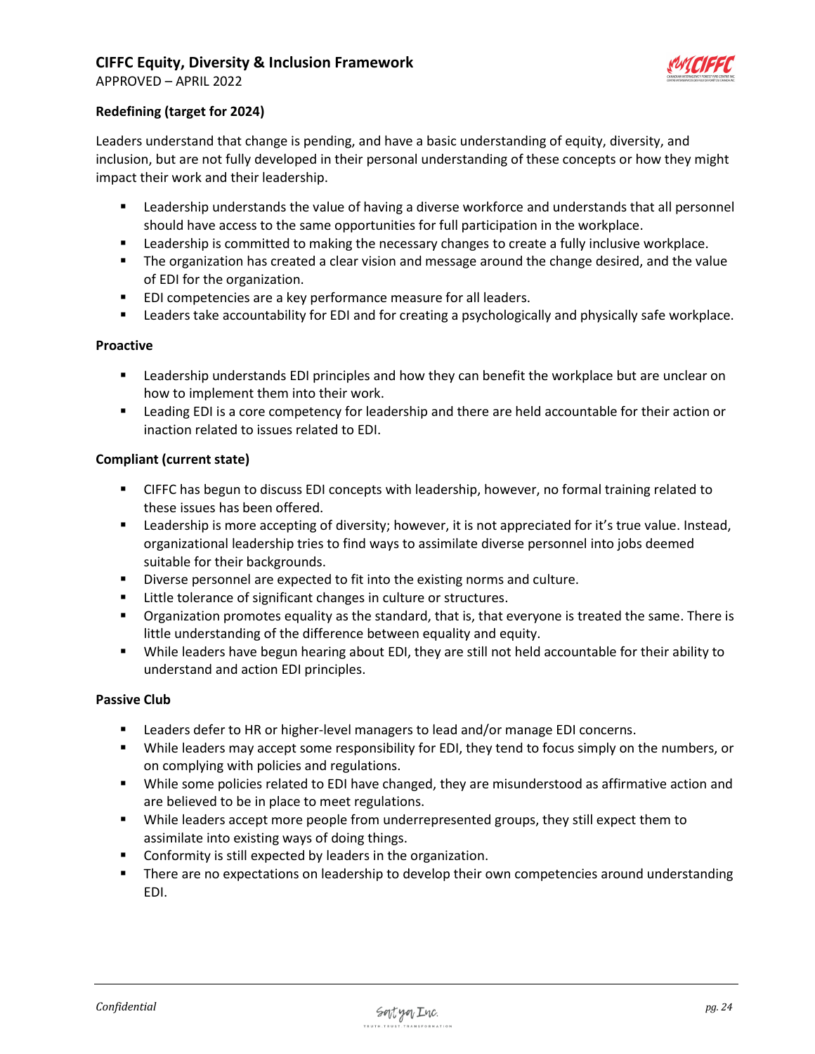**Redefining (target for 2024)**

Leaders understand that change is pending, and have a basic understanding of equity, diversity, and inclusion, but are not fully developed in their personal understanding of these concepts or how they might impact their work and their leadership.

- Leadership understands the value of having a diverse workforce and understands that all personnel should have access to the same opportunities for full participation in the workplace.
- Leadership is committed to making the necessary changes to create a fully inclusive workplace.
- The organization has created a clear vision and message around the change desired, and the value of EDI for the organization.
- EDI competencies are a key performance measure for all leaders.
- Leaders take accountability for EDI and for creating a psychologically and physically safe workplace.

**Proactive**

- Leadership understands EDI principles and how they can benefit the workplace but are unclear on how to implement them into their work.
- Leading EDI is a core competency for leadership and there are held accountable for their action or inaction related to issues related to EDI.

**Compliant (current state)**

- CIFFC has begun to discuss EDI concepts with leadership, however, no formal training related to these issues has been offered.
- Leadership is more accepting of diversity; however, it is not appreciated for it's true value. Instead, organizational leadership tries to find ways to assimilate diverse personnel into jobs deemed suitable for their backgrounds.
- Diverse personnel are expected to fit into the existing norms and culture.
- Little tolerance of significant changes in culture or structures.
- Organization promotes equality as the standard, that is, that everyone is treated the same. There is little understanding of the difference between equality and equity.
- While leaders have begun hearing about EDI, they are still not held accountable for their ability to understand and action EDI principles.

**Passive Club**

- Leaders defer to HR or higher-level managers to lead and/or manage EDI concerns.
- While leaders may accept some responsibility for EDI, they tend to focus simply on the numbers, or on complying with policies and regulations.
- While some policies related to EDI have changed, they are misunderstood as affirmative action and are believed to be in place to meet regulations.
- While leaders accept more people from underrepresented groups, they still expect them to assimilate into existing ways of doing things.
- Conformity is still expected by leaders in the organization.
- There are no expectations on leadership to develop their own competencies around understanding EDI.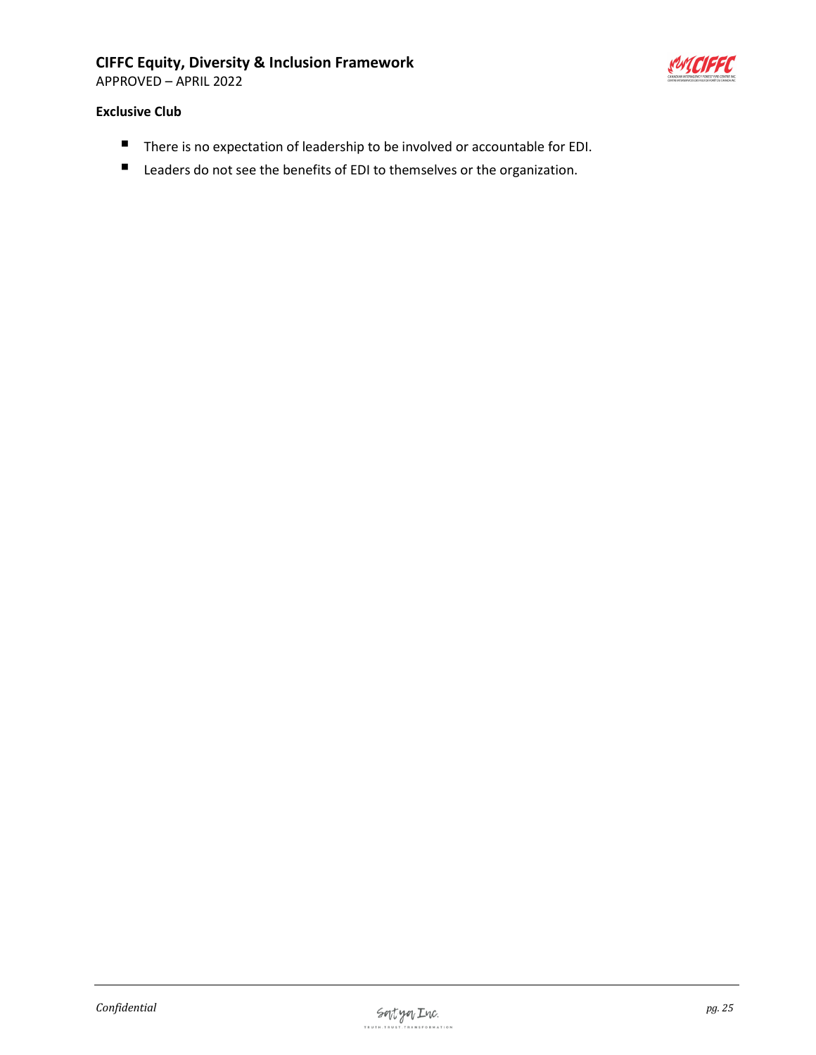**Exclusive Club**

- There is no expectation of leadership to be involved or accountable for EDI.
- Leaders do not see the benefits of EDI to themselves or the organization.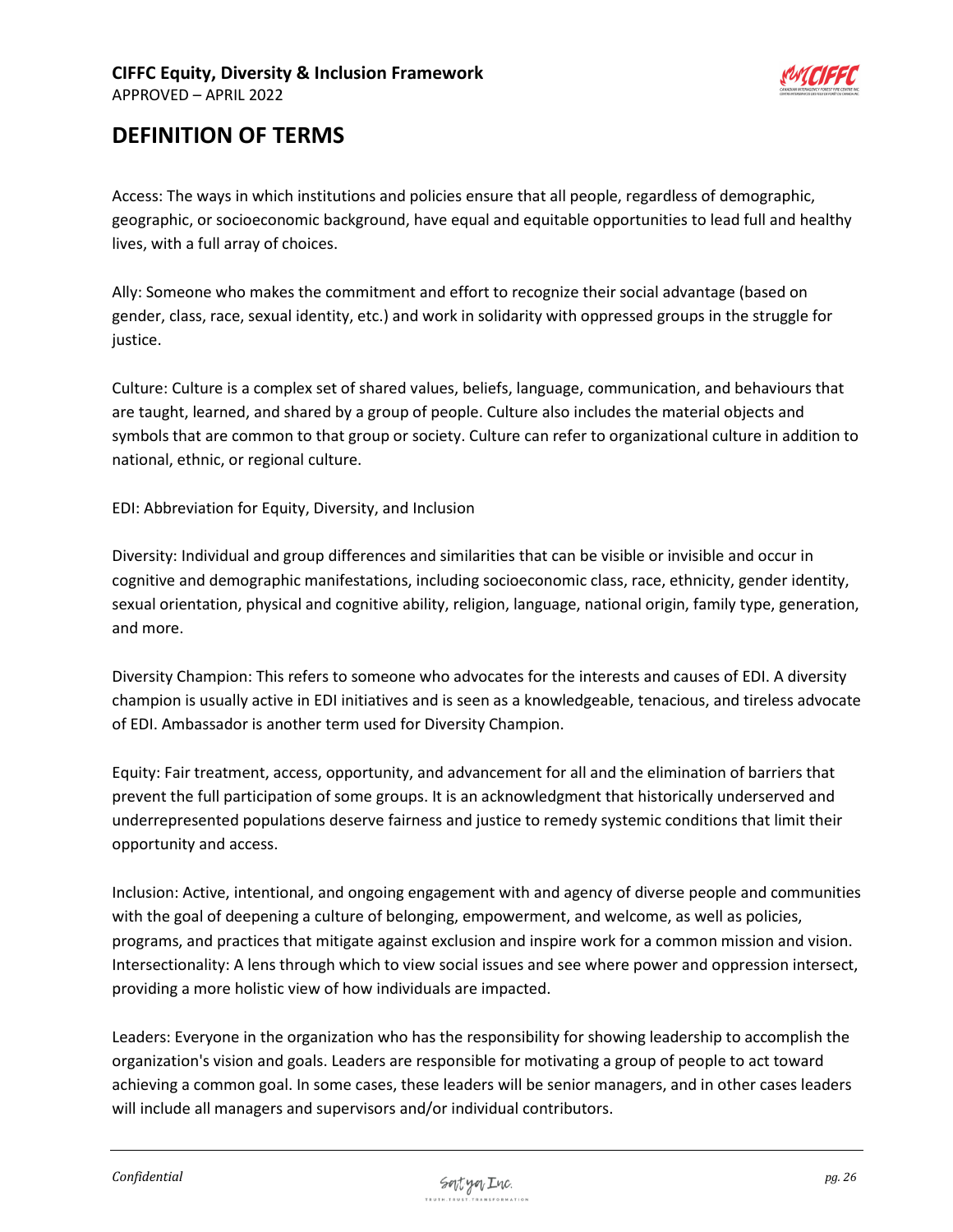# DEFINITION OF TERMS

Access: The ways in which institutions and policies ensure that all people, regardless of demographic, geographic, or socioeconomic background, have equal and equitable opportunities to lead full and healthy lives, with a full array of choices.

Ally: Someone who makes the commitment and effort to recognize their social advantage (based on gender, class, race, sexual identity, etc.) and work in solidarity with oppressed groups in the struggle for justice.

Culture: Culture is a complex set of shared values, beliefs, language, communication, and behaviours that are taught, learned, and shared by a group of people. Culture also includes the material objects and symbols that are common to that group or society. Culture can refer to organizational culture in addition to national, ethnic, or regional culture.

EDI: Abbreviation for Equity, Diversity, and Inclusion

Diversity: Individual and group differences and similarities that can be visible or invisible and occur in cognitive and demographic manifestations, including socioeconomic class, race, ethnicity, gender identity, sexual orientation, physical and cognitive ability, religion, language, national origin, family type, generation, and more.

Diversity Champion: This refers to someone who advocates for the interests and causes of EDI. A diversity champion is usually active in EDI initiatives and is seen as a knowledgeable, tenacious, and tireless advocate of EDI. Ambassador is another term used for Diversity Champion.

Equity: Fair treatment, access, opportunity, and advancement for all and the elimination of barriers that prevent the full participation of some groups. It is an acknowledgment that historically underserved and underrepresented populations deserve fairness and justice to remedy systemic conditions that limit their opportunity and access.

Inclusion: Active, intentional, and ongoing engagement with and agency of diverse people and communities with the goal of deepening a culture of belonging, empowerment, and welcome, as well as policies, programs, and practices that mitigate against exclusion and inspire work for a common mission and vision.
Intersectionality: A lens through which to view social issues and see where power and oppression intersect, providing a more holistic view of how individuals are impacted.

Leaders: Everyone in the organization who has the responsibility for showing leadership to accomplish the organization's vision and goals. Leaders are responsible for motivating a group of people to act toward achieving a common goal. In some cases, these leaders will be senior managers, and in other cases leaders will include all managers and supervisors and/or individual contributors.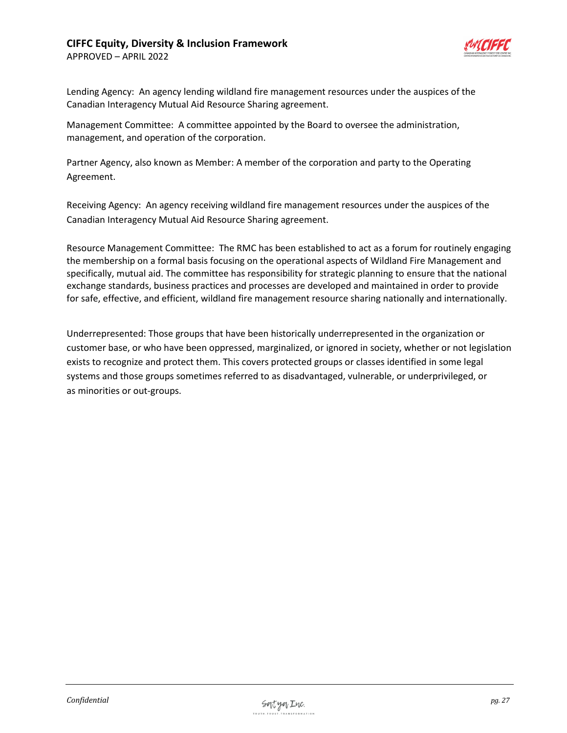Lending Agency: An agency lending wildland fire management resources under the auspices of the Canadian Interagency Mutual Aid Resource Sharing agreement.

Management Committee: A committee appointed by the Board to oversee the administration, management, and operation of the corporation.

Partner Agency, also known as Member: A member of the corporation and party to the Operating Agreement.

Receiving Agency: An agency receiving wildland fire management resources under the auspices of the Canadian Interagency Mutual Aid Resource Sharing agreement.

Resource Management Committee: The RMC has been established to act as a forum for routinely engaging the membership on a formal basis focusing on the operational aspects of Wildland Fire Management and specifically, mutual aid. The committee has responsibility for strategic planning to ensure that the national exchange standards, business practices and processes are developed and maintained in order to provide for safe, effective, and efficient, wildland fire management resource sharing nationally and internationally.

Underrepresented: Those groups that have been historically underrepresented in the organization or customer base, or who have been oppressed, marginalized, or ignored in society, whether or not legislation exists to recognize and protect them. This covers protected groups or classes identified in some legal systems and those groups sometimes referred to as disadvantaged, vulnerable, or underprivileged, or as minorities or out-groups.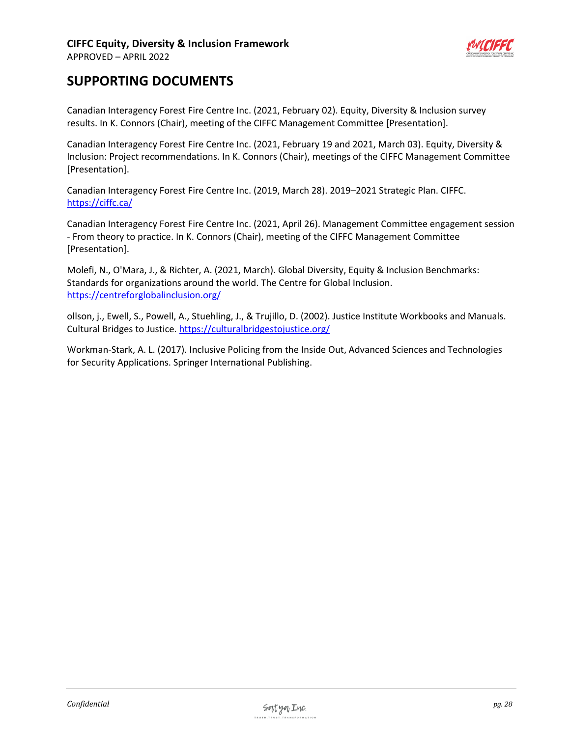# SUPPORTING DOCUMENTS

Canadian Interagency Forest Fire Centre Inc. (2021, February 02). Equity, Diversity & Inclusion survey results. In K. Connors (Chair), meeting of the CIFFC Management Committee [Presentation].

Canadian Interagency Forest Fire Centre Inc. (2021, February 19 and 2021, March 03). Equity, Diversity & Inclusion: Project recommendations. In K. Connors (Chair), meetings of the CIFFC Management Committee [Presentation].

Canadian Interagency Forest Fire Centre Inc. (2019, March 28). 2019–2021 Strategic Plan. CIFFC. https://ciffc.ca/

Canadian Interagency Forest Fire Centre Inc. (2021, April 26). Management Committee engagement session - From theory to practice. In K. Connors (Chair), meeting of the CIFFC Management Committee [Presentation].

Molefi, N., O'Mara, J., & Richter, A. (2021, March). Global Diversity, Equity & Inclusion Benchmarks: Standards for organizations around the world. The Centre for Global Inclusion. https://centreforglobalinclusion.org/

ollson, j., Ewell, S., Powell, A., Stuehling, J., & Trujillo, D. (2002). Justice Institute Workbooks and Manuals. Cultural Bridges to Justice. https://culturalbridgestojustice.org/

Workman-Stark, A. L. (2017). Inclusive Policing from the Inside Out, Advanced Sciences and Technologies for Security Applications. Springer International Publishing.